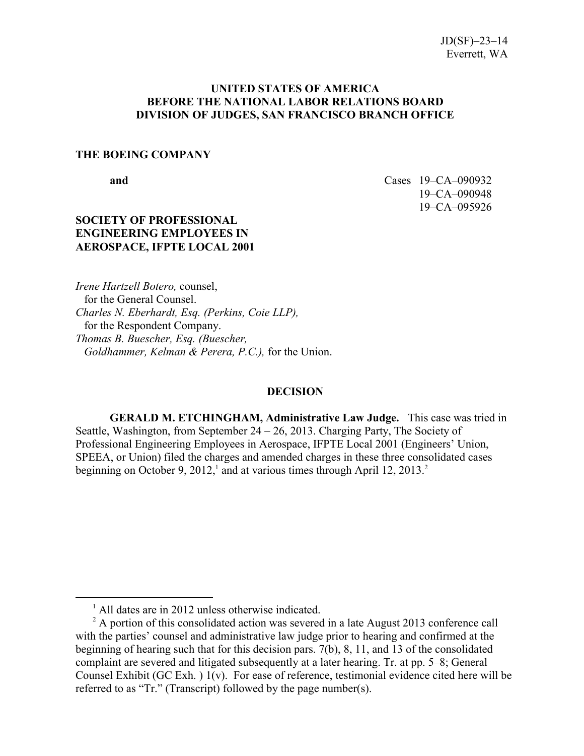JD(SF)–23–14
Everett, WA

**UNITED STATES OF AMERICA**
**BEFORE THE NATIONAL LABOR RELATIONS BOARD**
**DIVISION OF JUDGES, SAN FRANCISCO BRANCH OFFICE**

**THE BOEING COMPANY**

**and**

Cases 19–CA–090932
19–CA–090948
19–CA–095926

**SOCIETY OF PROFESSIONAL ENGINEERING EMPLOYEES IN AEROSPACE, IFPTE LOCAL 2001**

*Irene Hartzell Botero,* counsel,
for the General Counsel.
*Charles N. Eberhardt, Esq. (Perkins, Coie LLP),*
for the Respondent Company.
*Thomas B. Buescher, Esq. (Buescher, Goldhammer, Kelman & Perera, P.C.),* for the Union.

## DECISION

**GERALD M. ETCHINGHAM, Administrative Law Judge.** This case was tried in Seattle, Washington, from September 24 – 26, 2013. Charging Party, The Society of Professional Engineering Employees in Aerospace, IFPTE Local 2001 (Engineers' Union, SPEEA, or Union) filed the charges and amended charges in these three consolidated cases beginning on October 9, 2012,[1] and at various times through April 12, 2013.[2]

[1] All dates are in 2012 unless otherwise indicated.

[2] A portion of this consolidated action was severed in a late August 2013 conference call with the parties' counsel and administrative law judge prior to hearing and confirmed at the beginning of hearing such that for this decision pars. 7(b), 8, 11, and 13 of the consolidated complaint are severed and litigated subsequently at a later hearing. Tr. at pp. 5–8; General Counsel Exhibit (GC Exh. ) 1(v). For ease of reference, testimonial evidence cited here will be referred to as "Tr." (Transcript) followed by the page number(s).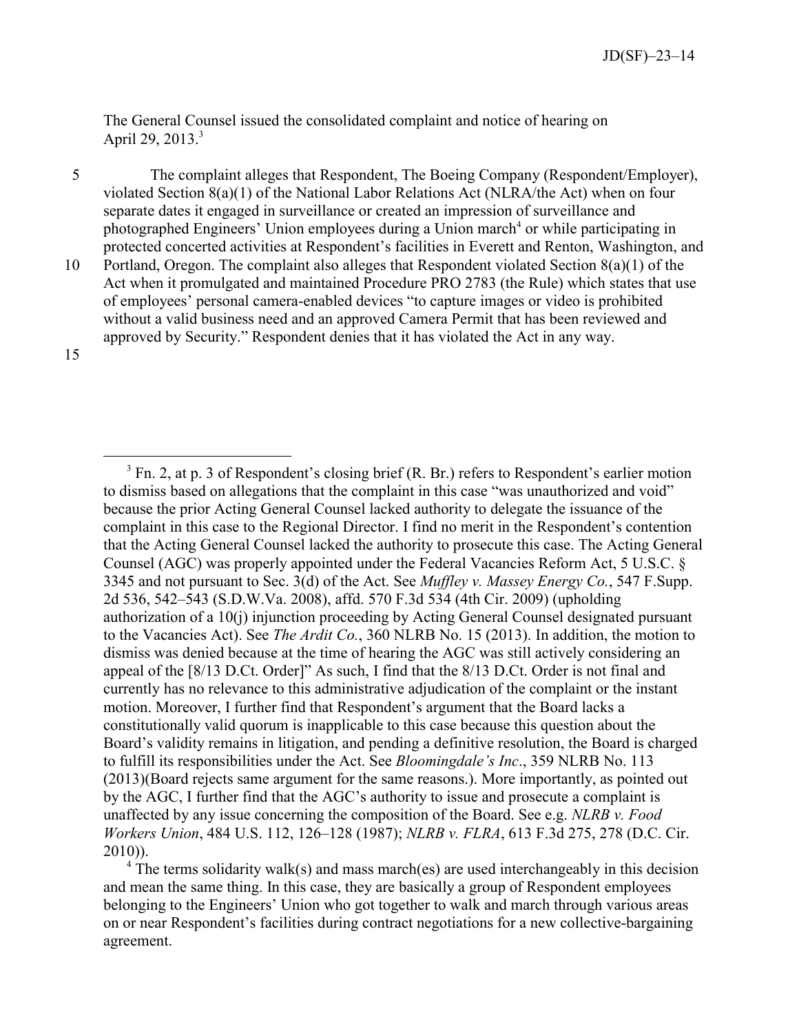The General Counsel issued the consolidated complaint and notice of hearing on April 29, 2013.[3]

The complaint alleges that Respondent, The Boeing Company (Respondent/Employer), violated Section 8(a)(1) of the National Labor Relations Act (NLRA/the Act) when on four separate dates it engaged in surveillance or created an impression of surveillance and photographed Engineers' Union employees during a Union march[4] or while participating in protected concerted activities at Respondent's facilities in Everett and Renton, Washington, and Portland, Oregon. The complaint also alleges that Respondent violated Section 8(a)(1) of the Act when it promulgated and maintained Procedure PRO 2783 (the Rule) which states that use of employees' personal camera-enabled devices "to capture images or video is prohibited without a valid business need and an approved Camera Permit that has been reviewed and approved by Security." Respondent denies that it has violated the Act in any way.

---

[3] Fn. 2, at p. 3 of Respondent's closing brief (R. Br.) refers to Respondent's earlier motion to dismiss based on allegations that the complaint in this case "was unauthorized and void" because the prior Acting General Counsel lacked authority to delegate the issuance of the complaint in this case to the Regional Director. I find no merit in the Respondent's contention that the Acting General Counsel lacked the authority to prosecute this case. The Acting General Counsel (AGC) was properly appointed under the Federal Vacancies Reform Act, 5 U.S.C. § 3345 and not pursuant to Sec. 3(d) of the Act. See *Muffley v. Massey Energy Co.*, 547 F.Supp. 2d 536, 542–543 (S.D.W.Va. 2008), affd. 570 F.3d 534 (4th Cir. 2009) (upholding authorization of a 10(j) injunction proceeding by Acting General Counsel designated pursuant to the Vacancies Act). See *The Ardit Co.*, 360 NLRB No. 15 (2013). In addition, the motion to dismiss was denied because at the time of hearing the AGC was still actively considering an appeal of the [8/13 D.Ct. Order]" As such, I find that the 8/13 D.Ct. Order is not final and currently has no relevance to this administrative adjudication of the complaint or the instant motion. Moreover, I further find that Respondent's argument that the Board lacks a constitutionally valid quorum is inapplicable to this case because this question about the Board's validity remains in litigation, and pending a definitive resolution, the Board is charged to fulfill its responsibilities under the Act. See *Bloomingdale's Inc*., 359 NLRB No. 113 (2013)(Board rejects same argument for the same reasons.). More importantly, as pointed out by the AGC, I further find that the AGC's authority to issue and prosecute a complaint is unaffected by any issue concerning the composition of the Board. See e.g. *NLRB v. Food Workers Union*, 484 U.S. 112, 126–128 (1987); *NLRB v. FLRA*, 613 F.3d 275, 278 (D.C. Cir. 2010)).

[4] The terms solidarity walk(s) and mass march(es) are used interchangeably in this decision and mean the same thing. In this case, they are basically a group of Respondent employees belonging to the Engineers' Union who got together to walk and march through various areas on or near Respondent's facilities during contract negotiations for a new collective-bargaining agreement.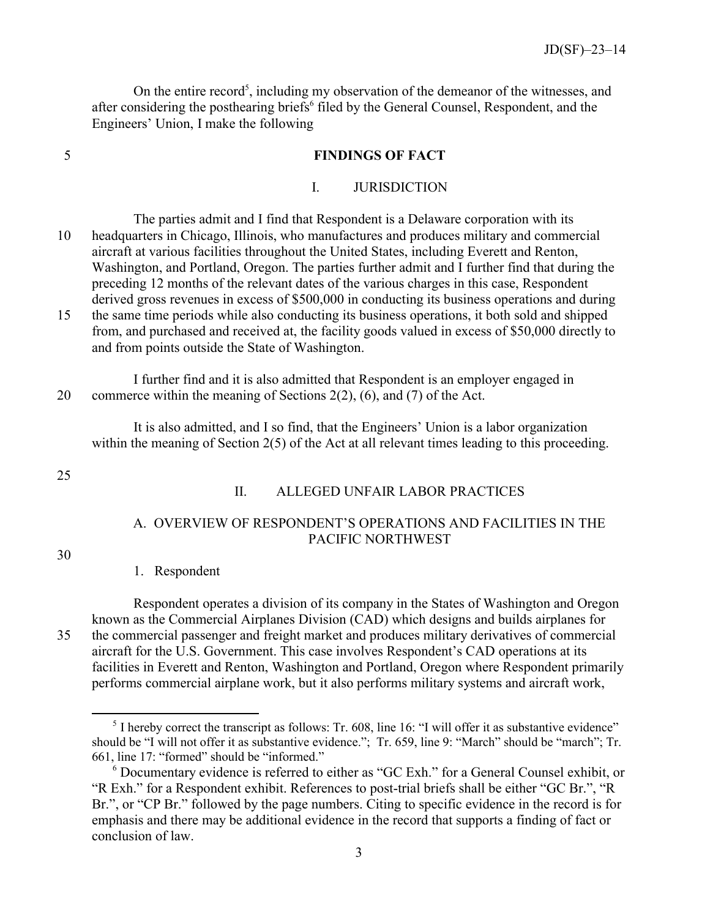On the entire record[5], including my observation of the demeanor of the witnesses, and after considering the posthearing briefs[6] filed by the General Counsel, Respondent, and the Engineers' Union, I make the following

## FINDINGS OF FACT

### I. JURISDICTION

The parties admit and I find that Respondent is a Delaware corporation with its headquarters in Chicago, Illinois, who manufactures and produces military and commercial aircraft at various facilities throughout the United States, including Everett and Renton, Washington, and Portland, Oregon. The parties further admit and I further find that during the preceding 12 months of the relevant dates of the various charges in this case, Respondent derived gross revenues in excess of $500,000 in conducting its business operations and during the same time periods while also conducting its business operations, it both sold and shipped from, and purchased and received at, the facility goods valued in excess of $50,000 directly to and from points outside the State of Washington.

I further find and it is also admitted that Respondent is an employer engaged in commerce within the meaning of Sections 2(2), (6), and (7) of the Act.

It is also admitted, and I so find, that the Engineers' Union is a labor organization within the meaning of Section 2(5) of the Act at all relevant times leading to this proceeding.

### II. ALLEGED UNFAIR LABOR PRACTICES

#### A. OVERVIEW OF RESPONDENT'S OPERATIONS AND FACILITIES IN THE PACIFIC NORTHWEST

##### 1. Respondent

Respondent operates a division of its company in the States of Washington and Oregon known as the Commercial Airplanes Division (CAD) which designs and builds airplanes for the commercial passenger and freight market and produces military derivatives of commercial aircraft for the U.S. Government. This case involves Respondent's CAD operations at its facilities in Everett and Renton, Washington and Portland, Oregon where Respondent primarily performs commercial airplane work, but it also performs military systems and aircraft work,

---

[5] I hereby correct the transcript as follows: Tr. 608, line 16: "I will offer it as substantive evidence" should be "I will not offer it as substantive evidence."; Tr. 659, line 9: "March" should be "march"; Tr. 661, line 17: "formed" should be "informed."

[6] Documentary evidence is referred to either as "GC Exh." for a General Counsel exhibit, or "R Exh." for a Respondent exhibit. References to post-trial briefs shall be either "GC Br.", "R Br.", or "CP Br." followed by the page numbers. Citing to specific evidence in the record is for emphasis and there may be additional evidence in the record that supports a finding of fact or conclusion of law.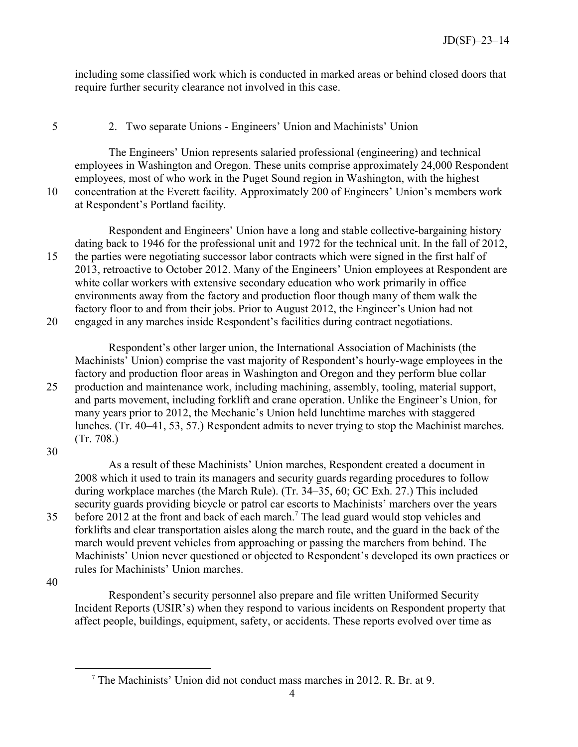including some classified work which is conducted in marked areas or behind closed doors that require further security clearance not involved in this case.

### 2. Two separate Unions - Engineers' Union and Machinists' Union

The Engineers' Union represents salaried professional (engineering) and technical employees in Washington and Oregon. These units comprise approximately 24,000 Respondent employees, most of who work in the Puget Sound region in Washington, with the highest concentration at the Everett facility. Approximately 200 of Engineers' Union's members work at Respondent's Portland facility.

Respondent and Engineers' Union have a long and stable collective-bargaining history dating back to 1946 for the professional unit and 1972 for the technical unit. In the fall of 2012, the parties were negotiating successor labor contracts which were signed in the first half of 2013, retroactive to October 2012. Many of the Engineers' Union employees at Respondent are white collar workers with extensive secondary education who work primarily in office environments away from the factory and production floor though many of them walk the factory floor to and from their jobs. Prior to August 2012, the Engineer's Union had not engaged in any marches inside Respondent's facilities during contract negotiations.

Respondent's other larger union, the International Association of Machinists (the Machinists' Union) comprise the vast majority of Respondent's hourly-wage employees in the factory and production floor areas in Washington and Oregon and they perform blue collar production and maintenance work, including machining, assembly, tooling, material support, and parts movement, including forklift and crane operation. Unlike the Engineer's Union, for many years prior to 2012, the Mechanic's Union held lunchtime marches with staggered lunches. (Tr. 40–41, 53, 57.) Respondent admits to never trying to stop the Machinist marches. (Tr. 708.)

As a result of these Machinists' Union marches, Respondent created a document in 2008 which it used to train its managers and security guards regarding procedures to follow during workplace marches (the March Rule). (Tr. 34–35, 60; GC Exh. 27.) This included security guards providing bicycle or patrol car escorts to Machinists' marchers over the years before 2012 at the front and back of each march.[7] The lead guard would stop vehicles and forklifts and clear transportation aisles along the march route, and the guard in the back of the march would prevent vehicles from approaching or passing the marchers from behind. The Machinists' Union never questioned or objected to Respondent's developed its own practices or rules for Machinists' Union marches.

Respondent's security personnel also prepare and file written Uniformed Security Incident Reports (USIR's) when they respond to various incidents on Respondent property that affect people, buildings, equipment, safety, or accidents. These reports evolved over time as

[7] The Machinists' Union did not conduct mass marches in 2012. R. Br. at 9.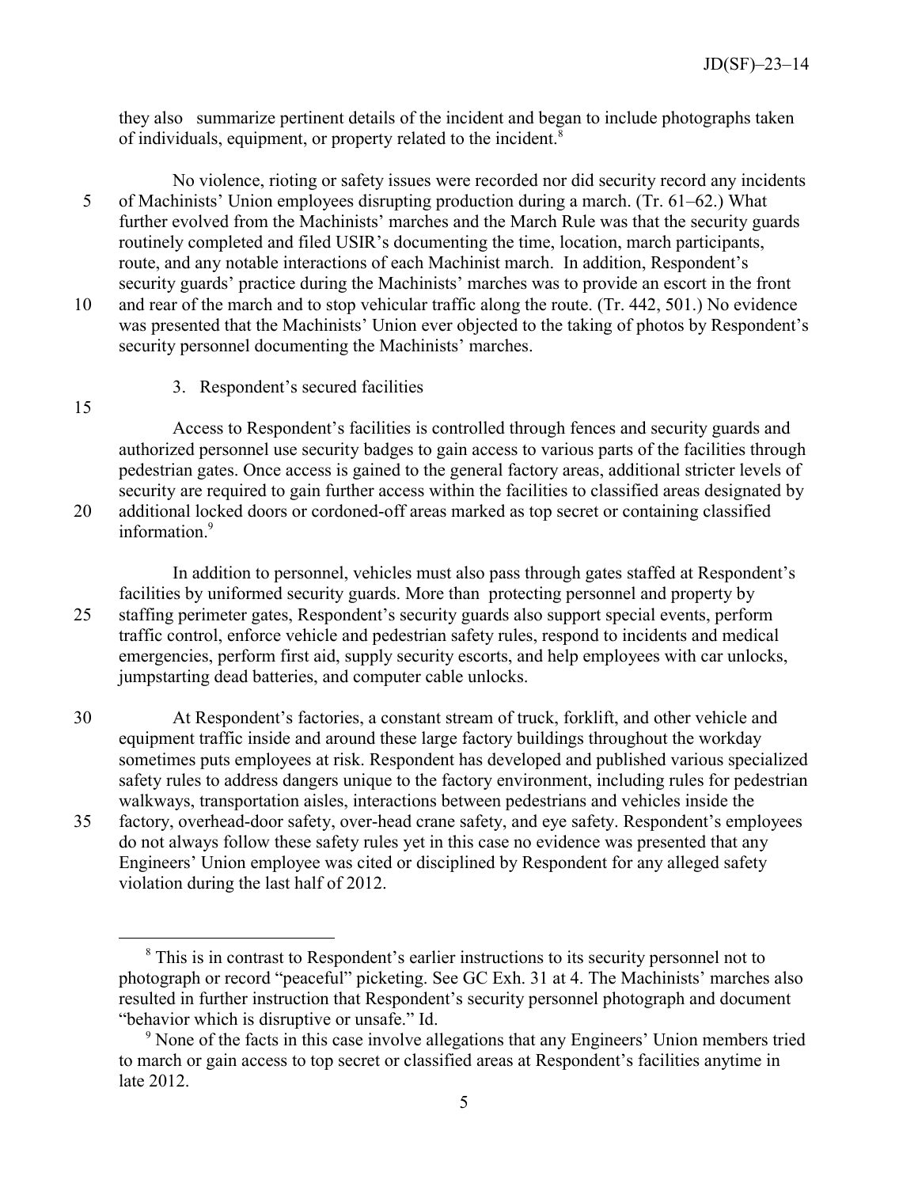they also summarize pertinent details of the incident and began to include photographs taken of individuals, equipment, or property related to the incident.[8]

No violence, rioting or safety issues were recorded nor did security record any incidents of Machinists' Union employees disrupting production during a march. (Tr. 61–62.) What further evolved from the Machinists' marches and the March Rule was that the security guards routinely completed and filed USIR's documenting the time, location, march participants, route, and any notable interactions of each Machinist march. In addition, Respondent's security guards' practice during the Machinists' marches was to provide an escort in the front and rear of the march and to stop vehicular traffic along the route. (Tr. 442, 501.) No evidence was presented that the Machinists' Union ever objected to the taking of photos by Respondent's security personnel documenting the Machinists' marches.

3. Respondent's secured facilities

Access to Respondent's facilities is controlled through fences and security guards and authorized personnel use security badges to gain access to various parts of the facilities through pedestrian gates. Once access is gained to the general factory areas, additional stricter levels of security are required to gain further access within the facilities to classified areas designated by additional locked doors or cordoned-off areas marked as top secret or containing classified information.[9]

In addition to personnel, vehicles must also pass through gates staffed at Respondent's facilities by uniformed security guards. More than protecting personnel and property by staffing perimeter gates, Respondent's security guards also support special events, perform traffic control, enforce vehicle and pedestrian safety rules, respond to incidents and medical emergencies, perform first aid, supply security escorts, and help employees with car unlocks, jumpstarting dead batteries, and computer cable unlocks.

At Respondent's factories, a constant stream of truck, forklift, and other vehicle and equipment traffic inside and around these large factory buildings throughout the workday sometimes puts employees at risk. Respondent has developed and published various specialized safety rules to address dangers unique to the factory environment, including rules for pedestrian walkways, transportation aisles, interactions between pedestrians and vehicles inside the factory, overhead-door safety, over-head crane safety, and eye safety. Respondent's employees do not always follow these safety rules yet in this case no evidence was presented that any Engineers' Union employee was cited or disciplined by Respondent for any alleged safety violation during the last half of 2012.

[8] This is in contrast to Respondent's earlier instructions to its security personnel not to photograph or record "peaceful" picketing. See GC Exh. 31 at 4. The Machinists' marches also resulted in further instruction that Respondent's security personnel photograph and document "behavior which is disruptive or unsafe." Id.

[9] None of the facts in this case involve allegations that any Engineers' Union members tried to march or gain access to top secret or classified areas at Respondent's facilities anytime in late 2012.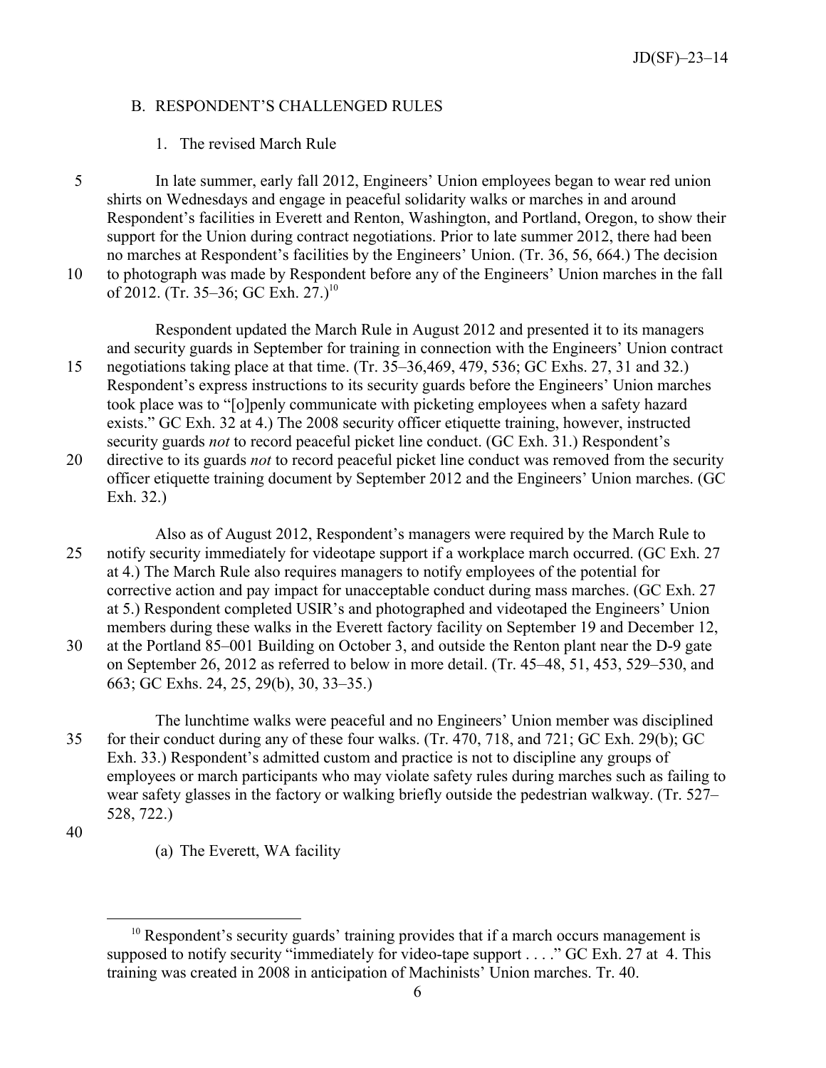## B. RESPONDENT'S CHALLENGED RULES

### 1. The revised March Rule

In late summer, early fall 2012, Engineers' Union employees began to wear red union shirts on Wednesdays and engage in peaceful solidarity walks or marches in and around Respondent's facilities in Everett and Renton, Washington, and Portland, Oregon, to show their support for the Union during contract negotiations. Prior to late summer 2012, there had been no marches at Respondent's facilities by the Engineers' Union. (Tr. 36, 56, 664.) The decision to photograph was made by Respondent before any of the Engineers' Union marches in the fall of 2012. (Tr. 35–36; GC Exh. 27.)[10]

Respondent updated the March Rule in August 2012 and presented it to its managers and security guards in September for training in connection with the Engineers' Union contract negotiations taking place at that time. (Tr. 35–36,469, 479, 536; GC Exhs. 27, 31 and 32.) Respondent's express instructions to its security guards before the Engineers' Union marches took place was to "[o]penly communicate with picketing employees when a safety hazard exists." GC Exh. 32 at 4.) The 2008 security officer etiquette training, however, instructed security guards *not* to record peaceful picket line conduct. (GC Exh. 31.) Respondent's directive to its guards *not* to record peaceful picket line conduct was removed from the security officer etiquette training document by September 2012 and the Engineers' Union marches. (GC Exh. 32.)

Also as of August 2012, Respondent's managers were required by the March Rule to notify security immediately for videotape support if a workplace march occurred. (GC Exh. 27 at 4.) The March Rule also requires managers to notify employees of the potential for corrective action and pay impact for unacceptable conduct during mass marches. (GC Exh. 27 at 5.) Respondent completed USIR's and photographed and videotaped the Engineers' Union members during these walks in the Everett factory facility on September 19 and December 12, at the Portland 85–001 Building on October 3, and outside the Renton plant near the D-9 gate on September 26, 2012 as referred to below in more detail. (Tr. 45–48, 51, 453, 529–530, and 663; GC Exhs. 24, 25, 29(b), 30, 33–35.)

The lunchtime walks were peaceful and no Engineers' Union member was disciplined for their conduct during any of these four walks. (Tr. 470, 718, and 721; GC Exh. 29(b); GC Exh. 33.) Respondent's admitted custom and practice is not to discipline any groups of employees or march participants who may violate safety rules during marches such as failing to wear safety glasses in the factory or walking briefly outside the pedestrian walkway. (Tr. 527–528, 722.)

#### (a) The Everett, WA facility

---

[10] Respondent's security guards' training provides that if a march occurs management is supposed to notify security "immediately for video-tape support . . . ." GC Exh. 27 at 4. This training was created in 2008 in anticipation of Machinists' Union marches. Tr. 40.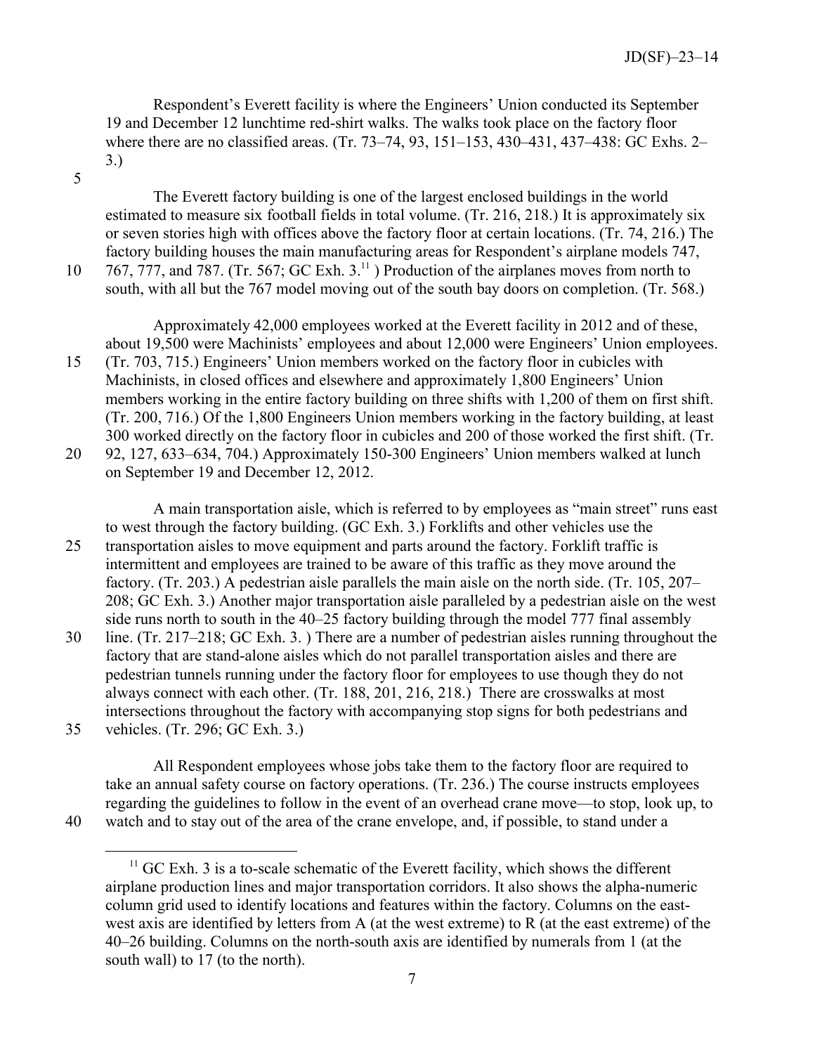Respondent's Everett facility is where the Engineers' Union conducted its September 19 and December 12 lunchtime red-shirt walks. The walks took place on the factory floor where there are no classified areas. (Tr. 73–74, 93, 151–153, 430–431, 437–438: GC Exhs. 2–3.)

The Everett factory building is one of the largest enclosed buildings in the world estimated to measure six football fields in total volume. (Tr. 216, 218.) It is approximately six or seven stories high with offices above the factory floor at certain locations. (Tr. 74, 216.) The factory building houses the main manufacturing areas for Respondent's airplane models 747, 767, 777, and 787. (Tr. 567; GC Exh. 3.[11] ) Production of the airplanes moves from north to south, with all but the 767 model moving out of the south bay doors on completion. (Tr. 568.)

Approximately 42,000 employees worked at the Everett facility in 2012 and of these, about 19,500 were Machinists' employees and about 12,000 were Engineers' Union employees. (Tr. 703, 715.) Engineers' Union members worked on the factory floor in cubicles with Machinists, in closed offices and elsewhere and approximately 1,800 Engineers' Union members working in the entire factory building on three shifts with 1,200 of them on first shift. (Tr. 200, 716.) Of the 1,800 Engineers Union members working in the factory building, at least 300 worked directly on the factory floor in cubicles and 200 of those worked the first shift. (Tr. 92, 127, 633–634, 704.) Approximately 150-300 Engineers' Union members walked at lunch on September 19 and December 12, 2012.

A main transportation aisle, which is referred to by employees as "main street" runs east to west through the factory building. (GC Exh. 3.) Forklifts and other vehicles use the transportation aisles to move equipment and parts around the factory. Forklift traffic is intermittent and employees are trained to be aware of this traffic as they move around the factory. (Tr. 203.) A pedestrian aisle parallels the main aisle on the north side. (Tr. 105, 207–208; GC Exh. 3.) Another major transportation aisle paralleled by a pedestrian aisle on the west side runs north to south in the 40–25 factory building through the model 777 final assembly line. (Tr. 217–218; GC Exh. 3. ) There are a number of pedestrian aisles running throughout the factory that are stand-alone aisles which do not parallel transportation aisles and there are pedestrian tunnels running under the factory floor for employees to use though they do not always connect with each other. (Tr. 188, 201, 216, 218.) There are crosswalks at most intersections throughout the factory with accompanying stop signs for both pedestrians and vehicles. (Tr. 296; GC Exh. 3.)

All Respondent employees whose jobs take them to the factory floor are required to take an annual safety course on factory operations. (Tr. 236.) The course instructs employees regarding the guidelines to follow in the event of an overhead crane move—to stop, look up, to watch and to stay out of the area of the crane envelope, and, if possible, to stand under a

[11] GC Exh. 3 is a to-scale schematic of the Everett facility, which shows the different airplane production lines and major transportation corridors. It also shows the alpha-numeric column grid used to identify locations and features within the factory. Columns on the east-west axis are identified by letters from A (at the west extreme) to R (at the east extreme) of the 40–26 building. Columns on the north-south axis are identified by numerals from 1 (at the south wall) to 17 (to the north).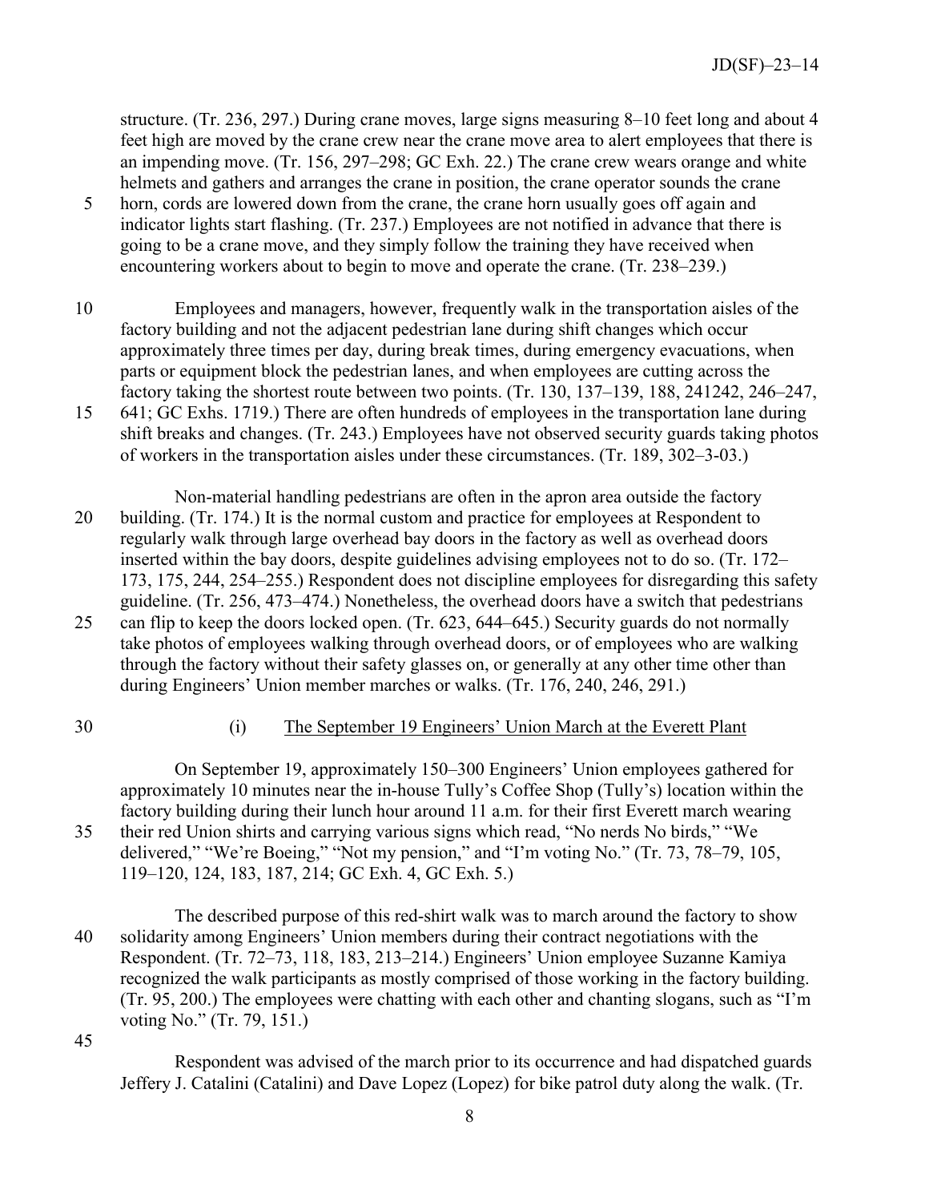structure. (Tr. 236, 297.) During crane moves, large signs measuring 8–10 feet long and about 4 feet high are moved by the crane crew near the crane move area to alert employees that there is an impending move. (Tr. 156, 297–298; GC Exh. 22.) The crane crew wears orange and white helmets and gathers and arranges the crane in position, the crane operator sounds the crane horn, cords are lowered down from the crane, the crane horn usually goes off again and indicator lights start flashing. (Tr. 237.) Employees are not notified in advance that there is going to be a crane move, and they simply follow the training they have received when encountering workers about to begin to move and operate the crane. (Tr. 238–239.)

Employees and managers, however, frequently walk in the transportation aisles of the factory building and not the adjacent pedestrian lane during shift changes which occur approximately three times per day, during break times, during emergency evacuations, when parts or equipment block the pedestrian lanes, and when employees are cutting across the factory taking the shortest route between two points. (Tr. 130, 137–139, 188, 241242, 246–247, 641; GC Exhs. 1719.) There are often hundreds of employees in the transportation lane during shift breaks and changes. (Tr. 243.) Employees have not observed security guards taking photos of workers in the transportation aisles under these circumstances. (Tr. 189, 302–3-03.)

Non-material handling pedestrians are often in the apron area outside the factory building. (Tr. 174.) It is the normal custom and practice for employees at Respondent to regularly walk through large overhead bay doors in the factory as well as overhead doors inserted within the bay doors, despite guidelines advising employees not to do so. (Tr. 172–173, 175, 244, 254–255.) Respondent does not discipline employees for disregarding this safety guideline. (Tr. 256, 473–474.) Nonetheless, the overhead doors have a switch that pedestrians can flip to keep the doors locked open. (Tr. 623, 644–645.) Security guards do not normally take photos of employees walking through overhead doors, or of employees who are walking through the factory without their safety glasses on, or generally at any other time other than during Engineers' Union member marches or walks. (Tr. 176, 240, 246, 291.)

(i) The September 19 Engineers' Union March at the Everett Plant

On September 19, approximately 150–300 Engineers' Union employees gathered for approximately 10 minutes near the in-house Tully's Coffee Shop (Tully's) location within the factory building during their lunch hour around 11 a.m. for their first Everett march wearing their red Union shirts and carrying various signs which read, "No nerds No birds," "We delivered," "We're Boeing," "Not my pension," and "I'm voting No." (Tr. 73, 78–79, 105, 119–120, 124, 183, 187, 214; GC Exh. 4, GC Exh. 5.)

The described purpose of this red-shirt walk was to march around the factory to show solidarity among Engineers' Union members during their contract negotiations with the Respondent. (Tr. 72–73, 118, 183, 213–214.) Engineers' Union employee Suzanne Kamiya recognized the walk participants as mostly comprised of those working in the factory building. (Tr. 95, 200.) The employees were chatting with each other and chanting slogans, such as "I'm voting No." (Tr. 79, 151.)

Respondent was advised of the march prior to its occurrence and had dispatched guards Jeffery J. Catalini (Catalini) and Dave Lopez (Lopez) for bike patrol duty along the walk. (Tr.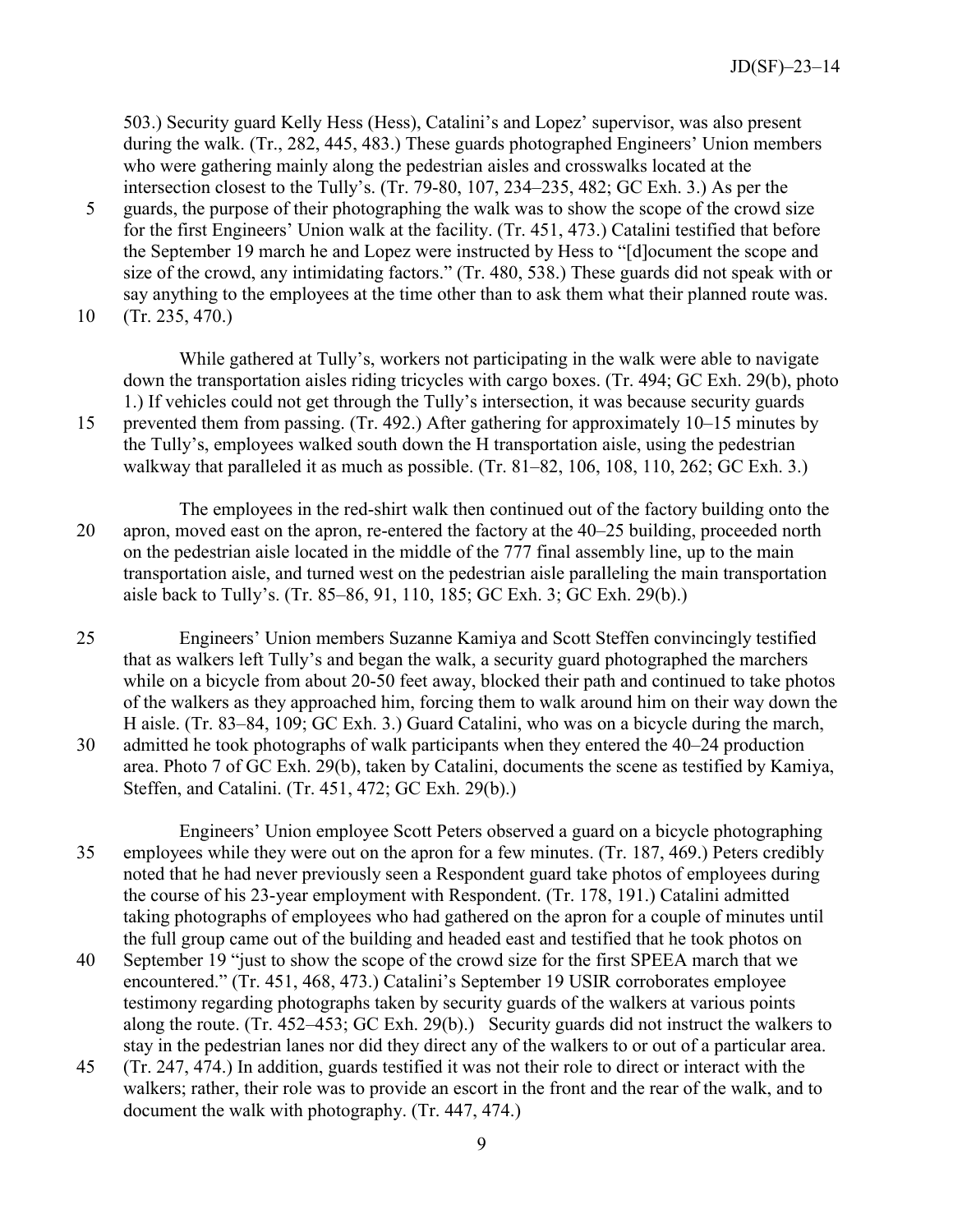503.) Security guard Kelly Hess (Hess), Catalini's and Lopez' supervisor, was also present during the walk. (Tr., 282, 445, 483.) These guards photographed Engineers' Union members who were gathering mainly along the pedestrian aisles and crosswalks located at the intersection closest to the Tully's. (Tr. 79-80, 107, 234–235, 482; GC Exh. 3.) As per the guards, the purpose of their photographing the walk was to show the scope of the crowd size for the first Engineers' Union walk at the facility. (Tr. 451, 473.) Catalini testified that before the September 19 march he and Lopez were instructed by Hess to "[d]ocument the scope and size of the crowd, any intimidating factors." (Tr. 480, 538.) These guards did not speak with or say anything to the employees at the time other than to ask them what their planned route was. (Tr. 235, 470.)

While gathered at Tully's, workers not participating in the walk were able to navigate down the transportation aisles riding tricycles with cargo boxes. (Tr. 494; GC Exh. 29(b), photo 1.) If vehicles could not get through the Tully's intersection, it was because security guards prevented them from passing. (Tr. 492.) After gathering for approximately 10–15 minutes by the Tully's, employees walked south down the H transportation aisle, using the pedestrian walkway that paralleled it as much as possible. (Tr. 81–82, 106, 108, 110, 262; GC Exh. 3.)

The employees in the red-shirt walk then continued out of the factory building onto the apron, moved east on the apron, re-entered the factory at the 40–25 building, proceeded north on the pedestrian aisle located in the middle of the 777 final assembly line, up to the main transportation aisle, and turned west on the pedestrian aisle paralleling the main transportation aisle back to Tully's. (Tr. 85–86, 91, 110, 185; GC Exh. 3; GC Exh. 29(b).)

Engineers' Union members Suzanne Kamiya and Scott Steffen convincingly testified that as walkers left Tully's and began the walk, a security guard photographed the marchers while on a bicycle from about 20-50 feet away, blocked their path and continued to take photos of the walkers as they approached him, forcing them to walk around him on their way down the H aisle. (Tr. 83–84, 109; GC Exh. 3.) Guard Catalini, who was on a bicycle during the march, admitted he took photographs of walk participants when they entered the 40–24 production area. Photo 7 of GC Exh. 29(b), taken by Catalini, documents the scene as testified by Kamiya, Steffen, and Catalini. (Tr. 451, 472; GC Exh. 29(b).)

Engineers' Union employee Scott Peters observed a guard on a bicycle photographing employees while they were out on the apron for a few minutes. (Tr. 187, 469.) Peters credibly noted that he had never previously seen a Respondent guard take photos of employees during the course of his 23-year employment with Respondent. (Tr. 178, 191.) Catalini admitted taking photographs of employees who had gathered on the apron for a couple of minutes until the full group came out of the building and headed east and testified that he took photos on September 19 "just to show the scope of the crowd size for the first SPEEA march that we encountered." (Tr. 451, 468, 473.) Catalini's September 19 USIR corroborates employee testimony regarding photographs taken by security guards of the walkers at various points along the route. (Tr. 452–453; GC Exh. 29(b).) Security guards did not instruct the walkers to stay in the pedestrian lanes nor did they direct any of the walkers to or out of a particular area. (Tr. 247, 474.) In addition, guards testified it was not their role to direct or interact with the walkers; rather, their role was to provide an escort in the front and the rear of the walk, and to document the walk with photography. (Tr. 447, 474.)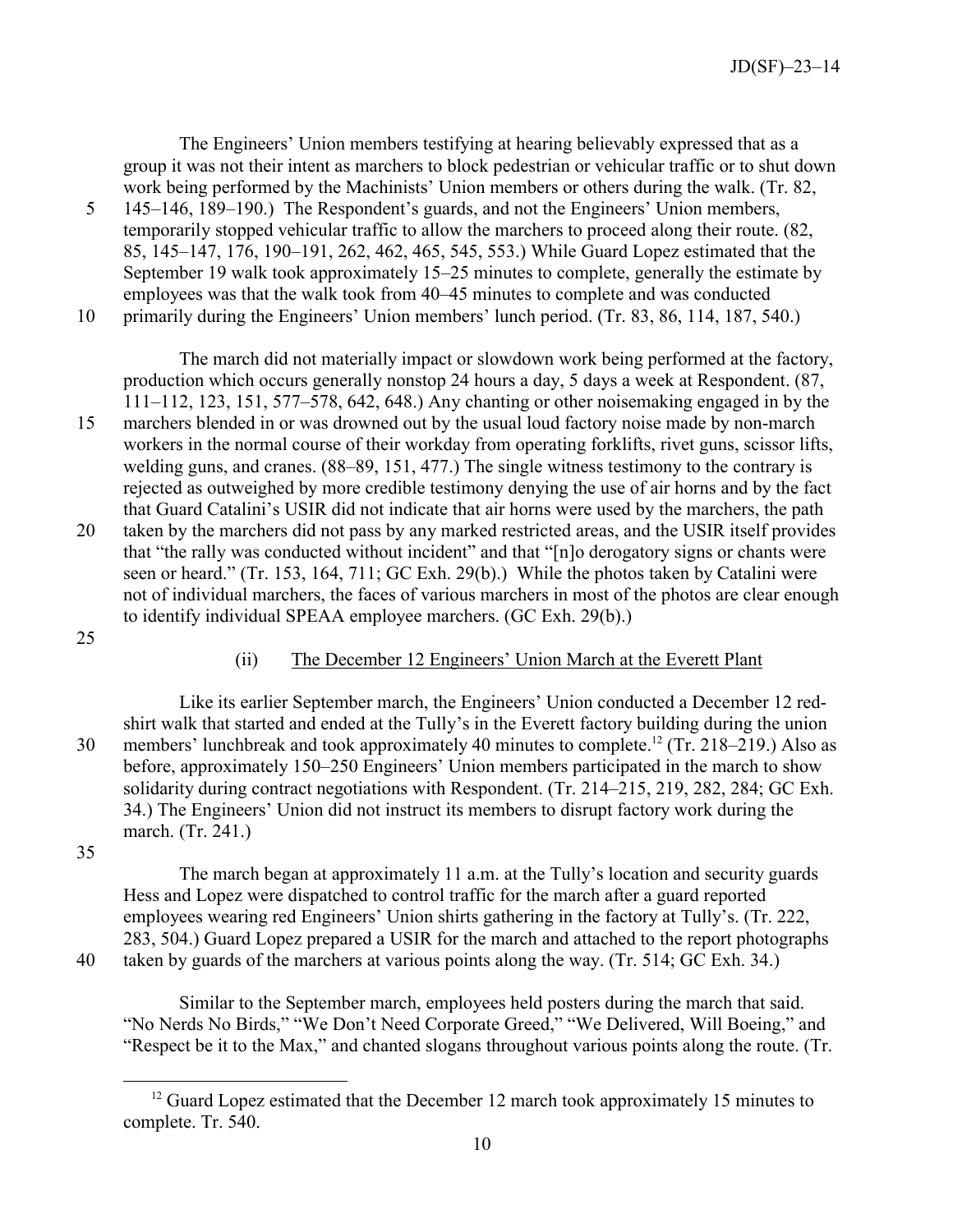The Engineers' Union members testifying at hearing believably expressed that as a group it was not their intent as marchers to block pedestrian or vehicular traffic or to shut down work being performed by the Machinists' Union members or others during the walk. (Tr. 82, 145–146, 189–190.) The Respondent's guards, and not the Engineers' Union members, temporarily stopped vehicular traffic to allow the marchers to proceed along their route. (82, 85, 145–147, 176, 190–191, 262, 462, 465, 545, 553.) While Guard Lopez estimated that the September 19 walk took approximately 15–25 minutes to complete, generally the estimate by employees was that the walk took from 40–45 minutes to complete and was conducted primarily during the Engineers' Union members' lunch period. (Tr. 83, 86, 114, 187, 540.)

The march did not materially impact or slowdown work being performed at the factory, production which occurs generally nonstop 24 hours a day, 5 days a week at Respondent. (87, 111–112, 123, 151, 577–578, 642, 648.) Any chanting or other noisemaking engaged in by the marchers blended in or was drowned out by the usual loud factory noise made by non-march workers in the normal course of their workday from operating forklifts, rivet guns, scissor lifts, welding guns, and cranes. (88–89, 151, 477.) The single witness testimony to the contrary is rejected as outweighed by more credible testimony denying the use of air horns and by the fact that Guard Catalini's USIR did not indicate that air horns were used by the marchers, the path taken by the marchers did not pass by any marked restricted areas, and the USIR itself provides that "the rally was conducted without incident" and that "[n]o derogatory signs or chants were seen or heard." (Tr. 153, 164, 711; GC Exh. 29(b).) While the photos taken by Catalini were not of individual marchers, the faces of various marchers in most of the photos are clear enough to identify individual SPEAA employee marchers. (GC Exh. 29(b).)

(ii) The December 12 Engineers' Union March at the Everett Plant

Like its earlier September march, the Engineers' Union conducted a December 12 red-shirt walk that started and ended at the Tully's in the Everett factory building during the union members' lunchbreak and took approximately 40 minutes to complete.[12] (Tr. 218–219.) Also as before, approximately 150–250 Engineers' Union members participated in the march to show solidarity during contract negotiations with Respondent. (Tr. 214–215, 219, 282, 284; GC Exh. 34.) The Engineers' Union did not instruct its members to disrupt factory work during the march. (Tr. 241.)

The march began at approximately 11 a.m. at the Tully's location and security guards Hess and Lopez were dispatched to control traffic for the march after a guard reported employees wearing red Engineers' Union shirts gathering in the factory at Tully's. (Tr. 222, 283, 504.) Guard Lopez prepared a USIR for the march and attached to the report photographs taken by guards of the marchers at various points along the way. (Tr. 514; GC Exh. 34.)

Similar to the September march, employees held posters during the march that said. "No Nerds No Birds," "We Don't Need Corporate Greed," "We Delivered, Will Boeing," and "Respect be it to the Max," and chanted slogans throughout various points along the route. (Tr.

[12] Guard Lopez estimated that the December 12 march took approximately 15 minutes to complete. Tr. 540.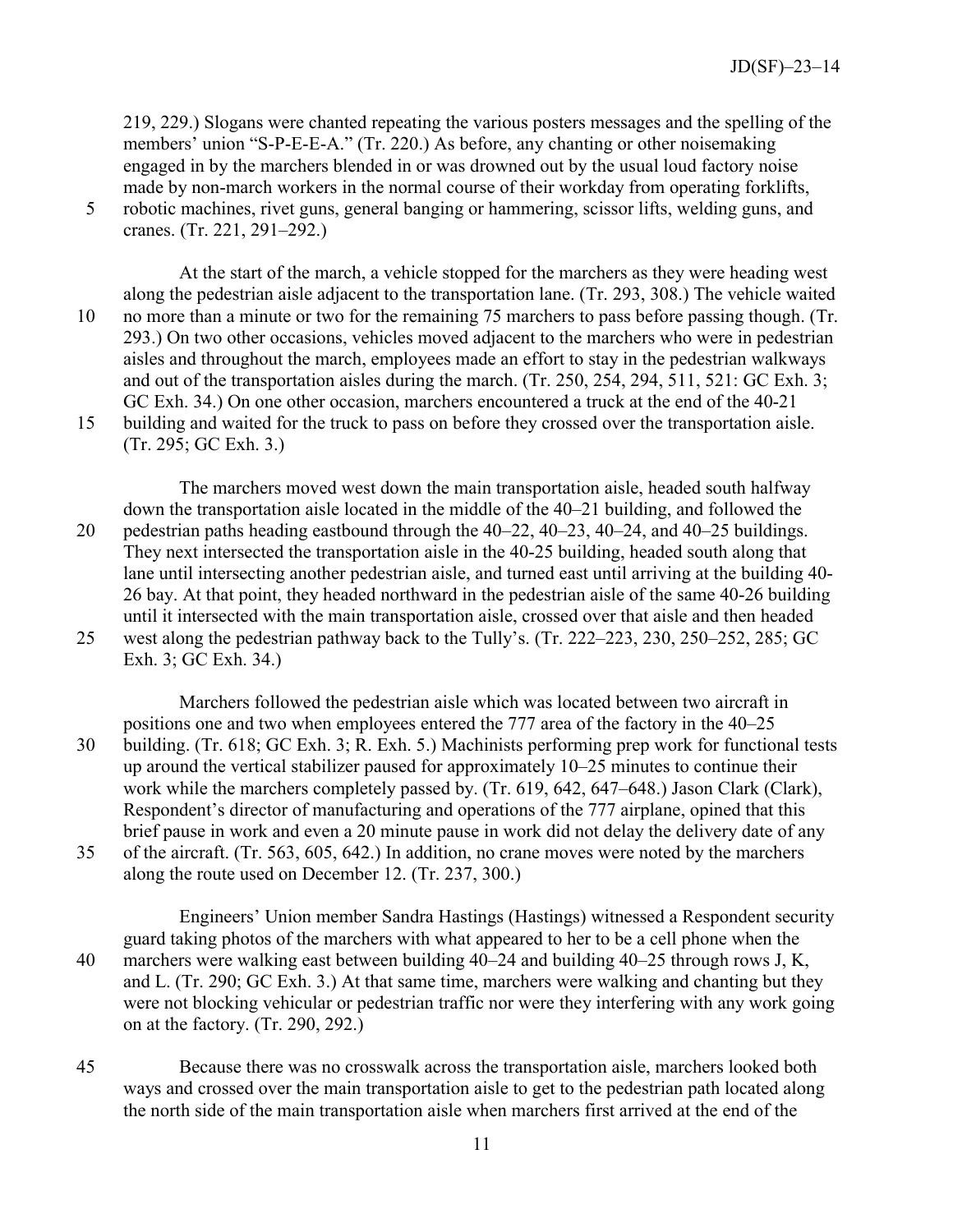219, 229.) Slogans were chanted repeating the various posters messages and the spelling of the members' union "S-P-E-E-A." (Tr. 220.) As before, any chanting or other noisemaking engaged in by the marchers blended in or was drowned out by the usual loud factory noise made by non-march workers in the normal course of their workday from operating forklifts, robotic machines, rivet guns, general banging or hammering, scissor lifts, welding guns, and cranes. (Tr. 221, 291–292.)

At the start of the march, a vehicle stopped for the marchers as they were heading west along the pedestrian aisle adjacent to the transportation lane. (Tr. 293, 308.) The vehicle waited no more than a minute or two for the remaining 75 marchers to pass before passing though. (Tr. 293.) On two other occasions, vehicles moved adjacent to the marchers who were in pedestrian aisles and throughout the march, employees made an effort to stay in the pedestrian walkways and out of the transportation aisles during the march. (Tr. 250, 254, 294, 511, 521: GC Exh. 3; GC Exh. 34.) On one other occasion, marchers encountered a truck at the end of the 40-21 building and waited for the truck to pass on before they crossed over the transportation aisle. (Tr. 295; GC Exh. 3.)

The marchers moved west down the main transportation aisle, headed south halfway down the transportation aisle located in the middle of the 40–21 building, and followed the pedestrian paths heading eastbound through the 40–22, 40–23, 40–24, and 40–25 buildings. They next intersected the transportation aisle in the 40-25 building, headed south along that lane until intersecting another pedestrian aisle, and turned east until arriving at the building 40-26 bay. At that point, they headed northward in the pedestrian aisle of the same 40-26 building until it intersected with the main transportation aisle, crossed over that aisle and then headed west along the pedestrian pathway back to the Tully's. (Tr. 222–223, 230, 250–252, 285; GC Exh. 3; GC Exh. 34.)

Marchers followed the pedestrian aisle which was located between two aircraft in positions one and two when employees entered the 777 area of the factory in the 40–25 building. (Tr. 618; GC Exh. 3; R. Exh. 5.) Machinists performing prep work for functional tests up around the vertical stabilizer paused for approximately 10–25 minutes to continue their work while the marchers completely passed by. (Tr. 619, 642, 647–648.) Jason Clark (Clark), Respondent's director of manufacturing and operations of the 777 airplane, opined that this brief pause in work and even a 20 minute pause in work did not delay the delivery date of any of the aircraft. (Tr. 563, 605, 642.) In addition, no crane moves were noted by the marchers along the route used on December 12. (Tr. 237, 300.)

Engineers' Union member Sandra Hastings (Hastings) witnessed a Respondent security guard taking photos of the marchers with what appeared to her to be a cell phone when the marchers were walking east between building 40–24 and building 40–25 through rows J, K, and L. (Tr. 290; GC Exh. 3.) At that same time, marchers were walking and chanting but they were not blocking vehicular or pedestrian traffic nor were they interfering with any work going on at the factory. (Tr. 290, 292.)

Because there was no crosswalk across the transportation aisle, marchers looked both ways and crossed over the main transportation aisle to get to the pedestrian path located along the north side of the main transportation aisle when marchers first arrived at the end of the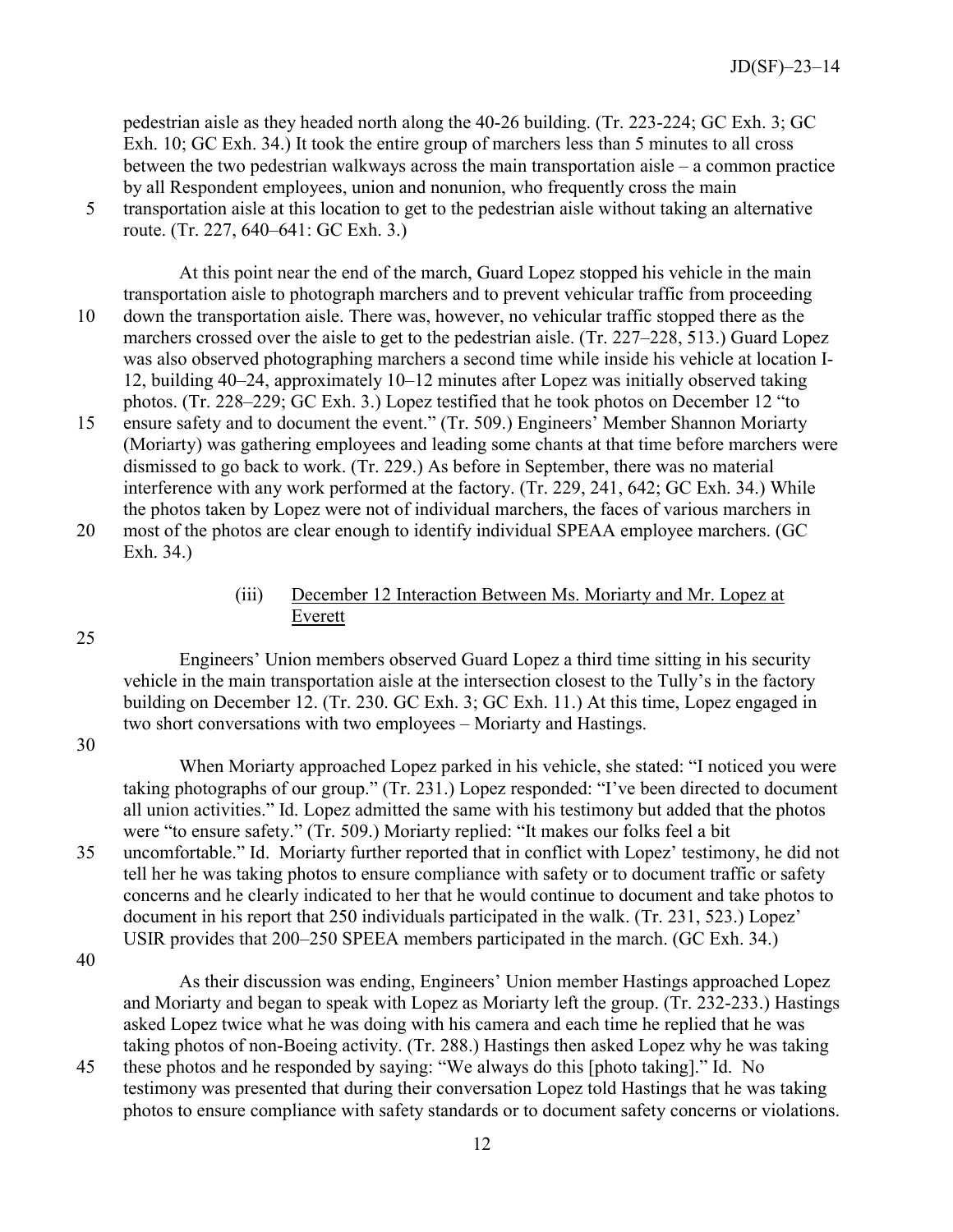pedestrian aisle as they headed north along the 40-26 building. (Tr. 223-224; GC Exh. 3; GC Exh. 10; GC Exh. 34.) It took the entire group of marchers less than 5 minutes to all cross between the two pedestrian walkways across the main transportation aisle – a common practice by all Respondent employees, union and nonunion, who frequently cross the main transportation aisle at this location to get to the pedestrian aisle without taking an alternative route. (Tr. 227, 640–641: GC Exh. 3.)

At this point near the end of the march, Guard Lopez stopped his vehicle in the main transportation aisle to photograph marchers and to prevent vehicular traffic from proceeding down the transportation aisle. There was, however, no vehicular traffic stopped there as the marchers crossed over the aisle to get to the pedestrian aisle. (Tr. 227–228, 513.) Guard Lopez was also observed photographing marchers a second time while inside his vehicle at location I-12, building 40–24, approximately 10–12 minutes after Lopez was initially observed taking photos. (Tr. 228–229; GC Exh. 3.) Lopez testified that he took photos on December 12 "to ensure safety and to document the event." (Tr. 509.) Engineers' Member Shannon Moriarty (Moriarty) was gathering employees and leading some chants at that time before marchers were dismissed to go back to work. (Tr. 229.) As before in September, there was no material interference with any work performed at the factory. (Tr. 229, 241, 642; GC Exh. 34.) While the photos taken by Lopez were not of individual marchers, the faces of various marchers in most of the photos are clear enough to identify individual SPEAA employee marchers. (GC Exh. 34.)

(iii) December 12 Interaction Between Ms. Moriarty and Mr. Lopez at Everett

Engineers' Union members observed Guard Lopez a third time sitting in his security vehicle in the main transportation aisle at the intersection closest to the Tully's in the factory building on December 12. (Tr. 230. GC Exh. 3; GC Exh. 11.) At this time, Lopez engaged in two short conversations with two employees – Moriarty and Hastings.

When Moriarty approached Lopez parked in his vehicle, she stated: "I noticed you were taking photographs of our group." (Tr. 231.) Lopez responded: "I've been directed to document all union activities." Id. Lopez admitted the same with his testimony but added that the photos were "to ensure safety." (Tr. 509.) Moriarty replied: "It makes our folks feel a bit uncomfortable." Id. Moriarty further reported that in conflict with Lopez' testimony, he did not tell her he was taking photos to ensure compliance with safety or to document traffic or safety concerns and he clearly indicated to her that he would continue to document and take photos to document in his report that 250 individuals participated in the walk. (Tr. 231, 523.) Lopez' USIR provides that 200–250 SPEEA members participated in the march. (GC Exh. 34.)

As their discussion was ending, Engineers' Union member Hastings approached Lopez and Moriarty and began to speak with Lopez as Moriarty left the group. (Tr. 232-233.) Hastings asked Lopez twice what he was doing with his camera and each time he replied that he was taking photos of non-Boeing activity. (Tr. 288.) Hastings then asked Lopez why he was taking these photos and he responded by saying: "We always do this [photo taking]." Id. No testimony was presented that during their conversation Lopez told Hastings that he was taking photos to ensure compliance with safety standards or to document safety concerns or violations.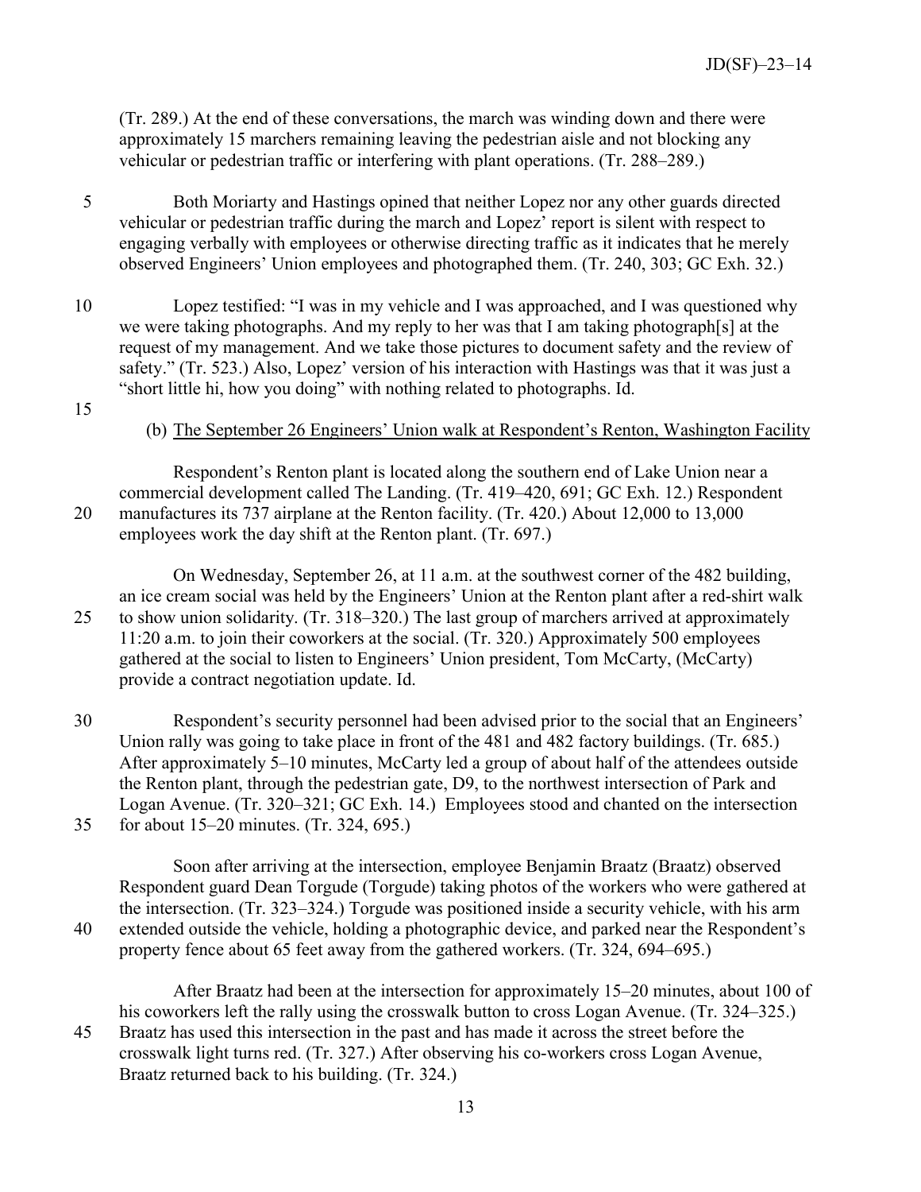(Tr. 289.) At the end of these conversations, the march was winding down and there were approximately 15 marchers remaining leaving the pedestrian aisle and not blocking any vehicular or pedestrian traffic or interfering with plant operations. (Tr. 288–289.)

Both Moriarty and Hastings opined that neither Lopez nor any other guards directed vehicular or pedestrian traffic during the march and Lopez' report is silent with respect to engaging verbally with employees or otherwise directing traffic as it indicates that he merely observed Engineers' Union employees and photographed them. (Tr. 240, 303; GC Exh. 32.)

Lopez testified: "I was in my vehicle and I was approached, and I was questioned why we were taking photographs. And my reply to her was that I am taking photograph[s] at the request of my management. And we take those pictures to document safety and the review of safety." (Tr. 523.) Also, Lopez' version of his interaction with Hastings was that it was just a "short little hi, how you doing" with nothing related to photographs. Id.

(b) <u>The September 26 Engineers' Union walk at Respondent's Renton, Washington Facility</u>

Respondent's Renton plant is located along the southern end of Lake Union near a commercial development called The Landing. (Tr. 419–420, 691; GC Exh. 12.) Respondent manufactures its 737 airplane at the Renton facility. (Tr. 420.) About 12,000 to 13,000 employees work the day shift at the Renton plant. (Tr. 697.)

On Wednesday, September 26, at 11 a.m. at the southwest corner of the 482 building, an ice cream social was held by the Engineers' Union at the Renton plant after a red-shirt walk to show union solidarity. (Tr. 318–320.) The last group of marchers arrived at approximately 11:20 a.m. to join their coworkers at the social. (Tr. 320.) Approximately 500 employees gathered at the social to listen to Engineers' Union president, Tom McCarty, (McCarty) provide a contract negotiation update. Id.

Respondent's security personnel had been advised prior to the social that an Engineers' Union rally was going to take place in front of the 481 and 482 factory buildings. (Tr. 685.) After approximately 5–10 minutes, McCarty led a group of about half of the attendees outside the Renton plant, through the pedestrian gate, D9, to the northwest intersection of Park and Logan Avenue. (Tr. 320–321; GC Exh. 14.) Employees stood and chanted on the intersection for about 15–20 minutes. (Tr. 324, 695.)

Soon after arriving at the intersection, employee Benjamin Braatz (Braatz) observed Respondent guard Dean Torgude (Torgude) taking photos of the workers who were gathered at the intersection. (Tr. 323–324.) Torgude was positioned inside a security vehicle, with his arm extended outside the vehicle, holding a photographic device, and parked near the Respondent's property fence about 65 feet away from the gathered workers. (Tr. 324, 694–695.)

After Braatz had been at the intersection for approximately 15–20 minutes, about 100 of his coworkers left the rally using the crosswalk button to cross Logan Avenue. (Tr. 324–325.) Braatz has used this intersection in the past and has made it across the street before the crosswalk light turns red. (Tr. 327.) After observing his co-workers cross Logan Avenue, Braatz returned back to his building. (Tr. 324.)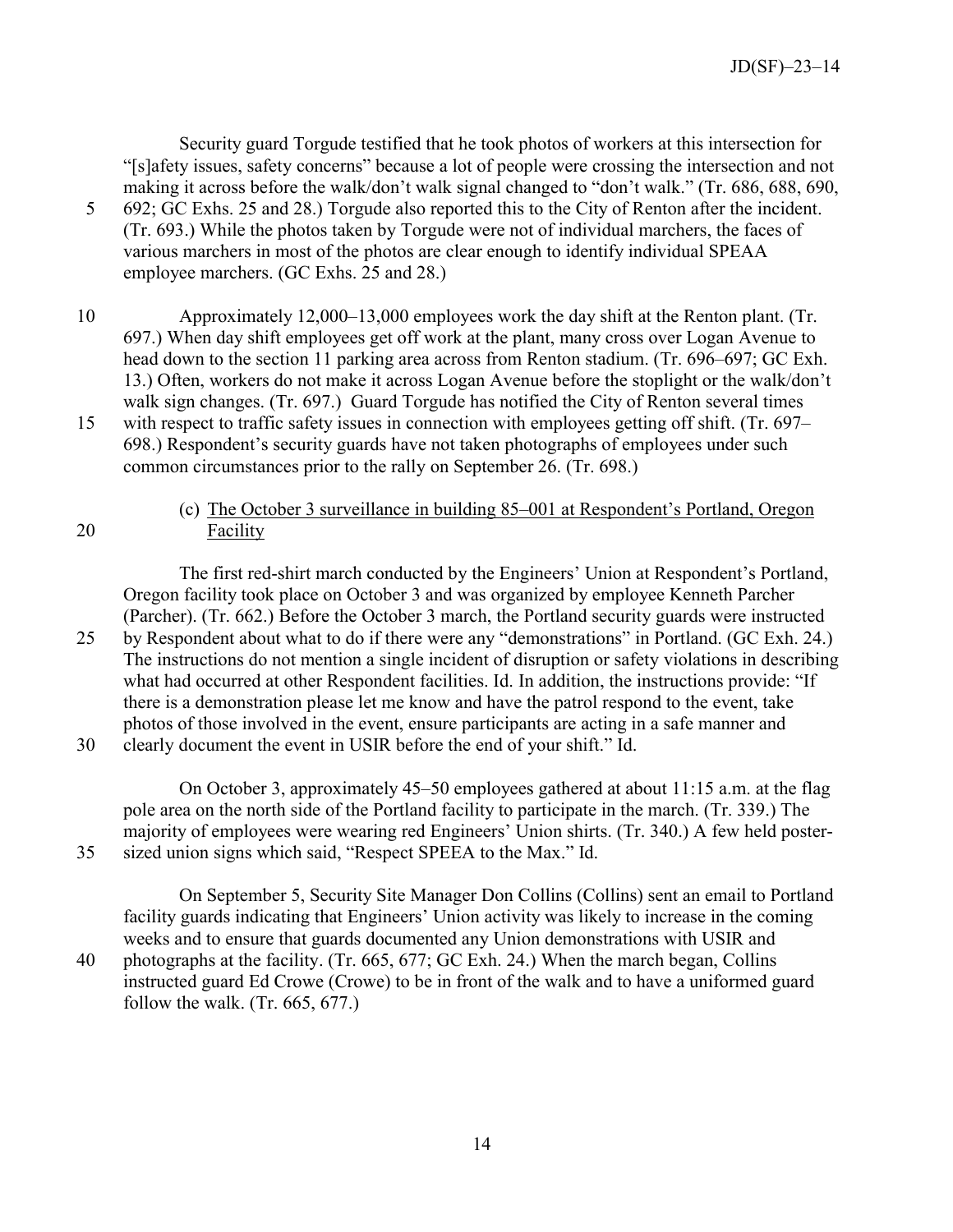Security guard Torgude testified that he took photos of workers at this intersection for "[s]afety issues, safety concerns" because a lot of people were crossing the intersection and not making it across before the walk/don't walk signal changed to "don't walk." (Tr. 686, 688, 690, 692; GC Exhs. 25 and 28.) Torgude also reported this to the City of Renton after the incident. (Tr. 693.) While the photos taken by Torgude were not of individual marchers, the faces of various marchers in most of the photos are clear enough to identify individual SPEAA employee marchers. (GC Exhs. 25 and 28.)

Approximately 12,000–13,000 employees work the day shift at the Renton plant. (Tr. 697.) When day shift employees get off work at the plant, many cross over Logan Avenue to head down to the section 11 parking area across from Renton stadium. (Tr. 696–697; GC Exh. 13.) Often, workers do not make it across Logan Avenue before the stoplight or the walk/don't walk sign changes. (Tr. 697.) Guard Torgude has notified the City of Renton several times with respect to traffic safety issues in connection with employees getting off shift. (Tr. 697–698.) Respondent's security guards have not taken photographs of employees under such common circumstances prior to the rally on September 26. (Tr. 698.)

(c) <u>The October 3 surveillance in building 85–001 at Respondent's Portland, Oregon Facility</u>

The first red-shirt march conducted by the Engineers' Union at Respondent's Portland, Oregon facility took place on October 3 and was organized by employee Kenneth Parcher (Parcher). (Tr. 662.) Before the October 3 march, the Portland security guards were instructed by Respondent about what to do if there were any "demonstrations" in Portland. (GC Exh. 24.) The instructions do not mention a single incident of disruption or safety violations in describing what had occurred at other Respondent facilities. Id. In addition, the instructions provide: "If there is a demonstration please let me know and have the patrol respond to the event, take photos of those involved in the event, ensure participants are acting in a safe manner and clearly document the event in USIR before the end of your shift." Id.

On October 3, approximately 45–50 employees gathered at about 11:15 a.m. at the flag pole area on the north side of the Portland facility to participate in the march. (Tr. 339.) The majority of employees were wearing red Engineers' Union shirts. (Tr. 340.) A few held poster-sized union signs which said, "Respect SPEEA to the Max." Id.

On September 5, Security Site Manager Don Collins (Collins) sent an email to Portland facility guards indicating that Engineers' Union activity was likely to increase in the coming weeks and to ensure that guards documented any Union demonstrations with USIR and photographs at the facility. (Tr. 665, 677; GC Exh. 24.) When the march began, Collins instructed guard Ed Crowe (Crowe) to be in front of the walk and to have a uniformed guard follow the walk. (Tr. 665, 677.)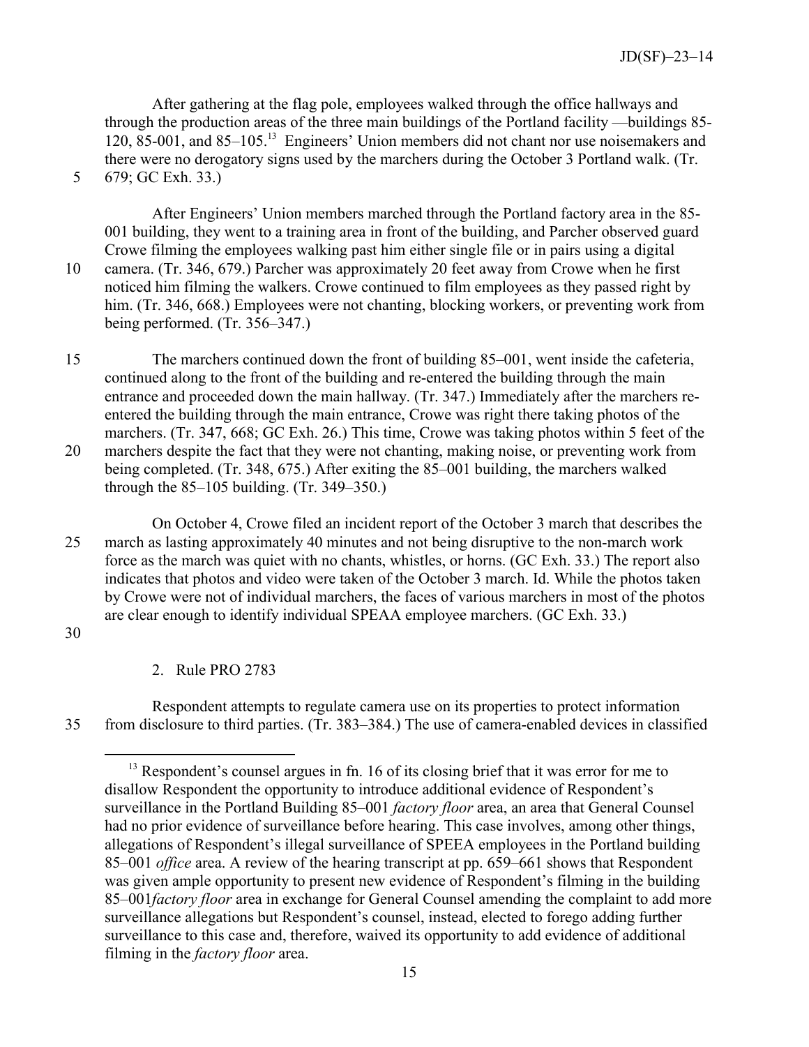After gathering at the flag pole, employees walked through the office hallways and through the production areas of the three main buildings of the Portland facility —buildings 85-120, 85-001, and 85–105.[13] Engineers' Union members did not chant nor use noisemakers and there were no derogatory signs used by the marchers during the October 3 Portland walk. (Tr. 679; GC Exh. 33.)

After Engineers' Union members marched through the Portland factory area in the 85-001 building, they went to a training area in front of the building, and Parcher observed guard Crowe filming the employees walking past him either single file or in pairs using a digital camera. (Tr. 346, 679.) Parcher was approximately 20 feet away from Crowe when he first noticed him filming the walkers. Crowe continued to film employees as they passed right by him. (Tr. 346, 668.) Employees were not chanting, blocking workers, or preventing work from being performed. (Tr. 356–347.)

The marchers continued down the front of building 85–001, went inside the cafeteria, continued along to the front of the building and re-entered the building through the main entrance and proceeded down the main hallway. (Tr. 347.) Immediately after the marchers re-entered the building through the main entrance, Crowe was right there taking photos of the marchers. (Tr. 347, 668; GC Exh. 26.) This time, Crowe was taking photos within 5 feet of the marchers despite the fact that they were not chanting, making noise, or preventing work from being completed. (Tr. 348, 675.) After exiting the 85–001 building, the marchers walked through the 85–105 building. (Tr. 349–350.)

On October 4, Crowe filed an incident report of the October 3 march that describes the march as lasting approximately 40 minutes and not being disruptive to the non-march work force as the march was quiet with no chants, whistles, or horns. (GC Exh. 33.) The report also indicates that photos and video were taken of the October 3 march. Id. While the photos taken by Crowe were not of individual marchers, the faces of various marchers in most of the photos are clear enough to identify individual SPEAA employee marchers. (GC Exh. 33.)

2. Rule PRO 2783

Respondent attempts to regulate camera use on its properties to protect information from disclosure to third parties. (Tr. 383–384.) The use of camera-enabled devices in classified

[13] Respondent's counsel argues in fn. 16 of its closing brief that it was error for me to disallow Respondent the opportunity to introduce additional evidence of Respondent's surveillance in the Portland Building 85–001 *factory floor* area, an area that General Counsel had no prior evidence of surveillance before hearing. This case involves, among other things, allegations of Respondent's illegal surveillance of SPEEA employees in the Portland building 85–001 *office* area. A review of the hearing transcript at pp. 659–661 shows that Respondent was given ample opportunity to present new evidence of Respondent's filming in the building 85–001*factory floor* area in exchange for General Counsel amending the complaint to add more surveillance allegations but Respondent's counsel, instead, elected to forego adding further surveillance to this case and, therefore, waived its opportunity to add evidence of additional filming in the *factory floor* area.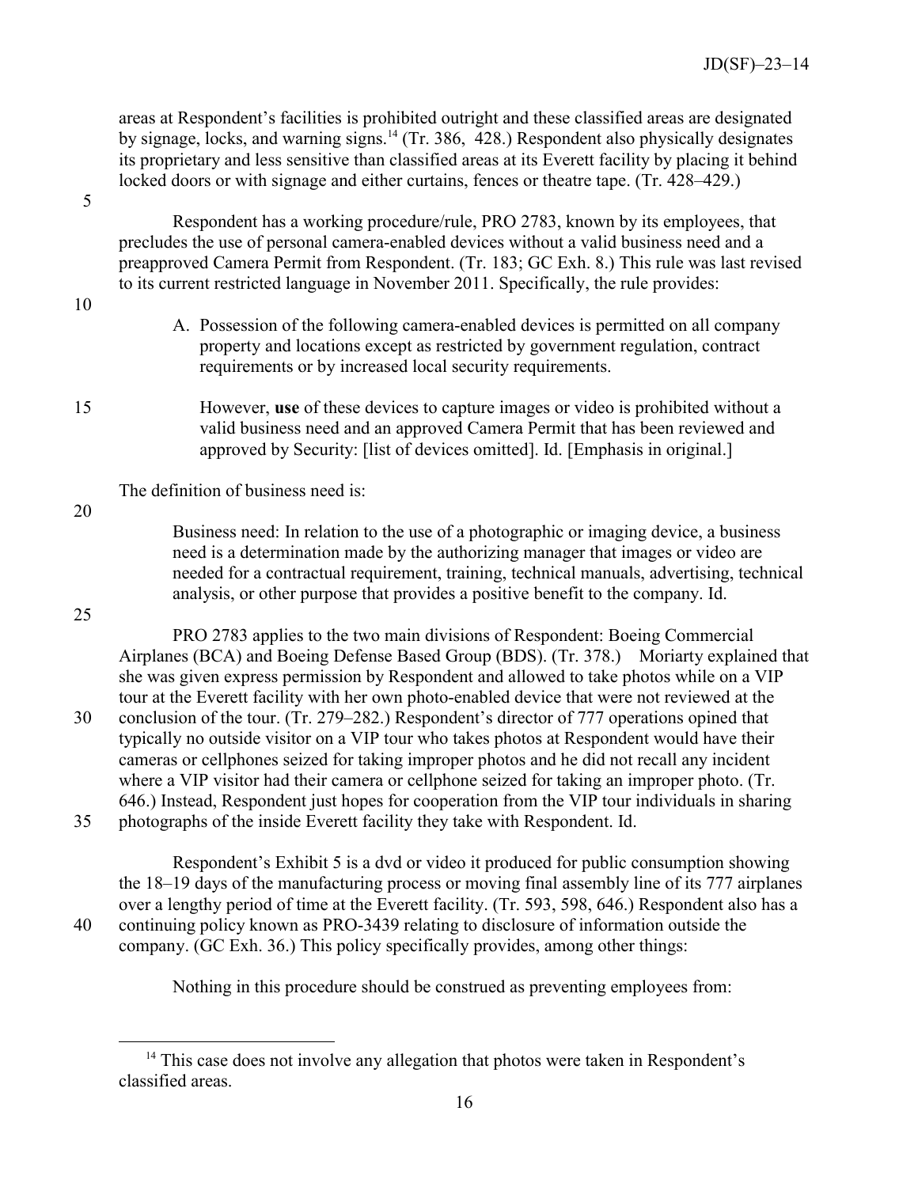areas at Respondent's facilities is prohibited outright and these classified areas are designated by signage, locks, and warning signs.[14] (Tr. 386, 428.) Respondent also physically designates its proprietary and less sensitive than classified areas at its Everett facility by placing it behind locked doors or with signage and either curtains, fences or theatre tape. (Tr. 428–429.)

Respondent has a working procedure/rule, PRO 2783, known by its employees, that precludes the use of personal camera-enabled devices without a valid business need and a preapproved Camera Permit from Respondent. (Tr. 183; GC Exh. 8.) This rule was last revised to its current restricted language in November 2011. Specifically, the rule provides:

> A. Possession of the following camera-enabled devices is permitted on all company property and locations except as restricted by government regulation, contract requirements or by increased local security requirements.
>
> However, **use** of these devices to capture images or video is prohibited without a valid business need and an approved Camera Permit that has been reviewed and approved by Security: [list of devices omitted]. Id. [Emphasis in original.]

The definition of business need is:

> Business need: In relation to the use of a photographic or imaging device, a business need is a determination made by the authorizing manager that images or video are needed for a contractual requirement, training, technical manuals, advertising, technical analysis, or other purpose that provides a positive benefit to the company. Id.

PRO 2783 applies to the two main divisions of Respondent: Boeing Commercial Airplanes (BCA) and Boeing Defense Based Group (BDS). (Tr. 378.) Moriarty explained that she was given express permission by Respondent and allowed to take photos while on a VIP tour at the Everett facility with her own photo-enabled device that were not reviewed at the conclusion of the tour. (Tr. 279–282.) Respondent's director of 777 operations opined that typically no outside visitor on a VIP tour who takes photos at Respondent would have their cameras or cellphones seized for taking improper photos and he did not recall any incident where a VIP visitor had their camera or cellphone seized for taking an improper photo. (Tr. 646.) Instead, Respondent just hopes for cooperation from the VIP tour individuals in sharing photographs of the inside Everett facility they take with Respondent. Id.

Respondent's Exhibit 5 is a dvd or video it produced for public consumption showing the 18–19 days of the manufacturing process or moving final assembly line of its 777 airplanes over a lengthy period of time at the Everett facility. (Tr. 593, 598, 646.) Respondent also has a continuing policy known as PRO-3439 relating to disclosure of information outside the company. (GC Exh. 36.) This policy specifically provides, among other things:

> Nothing in this procedure should be construed as preventing employees from:

[14] This case does not involve any allegation that photos were taken in Respondent's classified areas.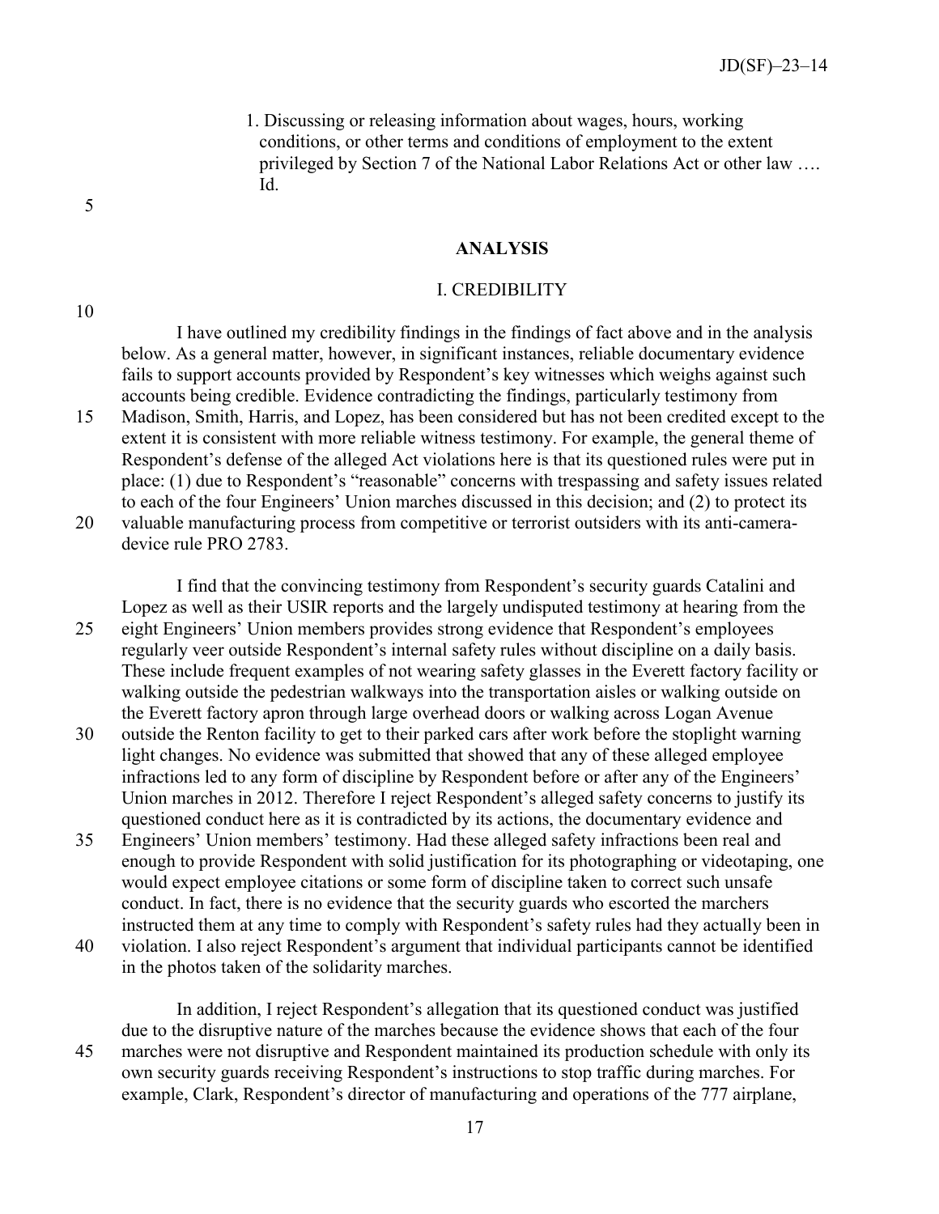1. Discussing or releasing information about wages, hours, working conditions, or other terms and conditions of employment to the extent privileged by Section 7 of the National Labor Relations Act or other law …. Id.

## ANALYSIS

### I. CREDIBILITY

I have outlined my credibility findings in the findings of fact above and in the analysis below. As a general matter, however, in significant instances, reliable documentary evidence fails to support accounts provided by Respondent's key witnesses which weighs against such accounts being credible. Evidence contradicting the findings, particularly testimony from Madison, Smith, Harris, and Lopez, has been considered but has not been credited except to the extent it is consistent with more reliable witness testimony. For example, the general theme of Respondent's defense of the alleged Act violations here is that its questioned rules were put in place: (1) due to Respondent's "reasonable" concerns with trespassing and safety issues related to each of the four Engineers' Union marches discussed in this decision; and (2) to protect its valuable manufacturing process from competitive or terrorist outsiders with its anti-camera-device rule PRO 2783.

I find that the convincing testimony from Respondent's security guards Catalini and Lopez as well as their USIR reports and the largely undisputed testimony at hearing from the eight Engineers' Union members provides strong evidence that Respondent's employees regularly veer outside Respondent's internal safety rules without discipline on a daily basis. These include frequent examples of not wearing safety glasses in the Everett factory facility or walking outside the pedestrian walkways into the transportation aisles or walking outside on the Everett factory apron through large overhead doors or walking across Logan Avenue outside the Renton facility to get to their parked cars after work before the stoplight warning light changes. No evidence was submitted that showed that any of these alleged employee infractions led to any form of discipline by Respondent before or after any of the Engineers' Union marches in 2012. Therefore I reject Respondent's alleged safety concerns to justify its questioned conduct here as it is contradicted by its actions, the documentary evidence and Engineers' Union members' testimony. Had these alleged safety infractions been real and enough to provide Respondent with solid justification for its photographing or videotaping, one would expect employee citations or some form of discipline taken to correct such unsafe conduct. In fact, there is no evidence that the security guards who escorted the marchers instructed them at any time to comply with Respondent's safety rules had they actually been in violation. I also reject Respondent's argument that individual participants cannot be identified in the photos taken of the solidarity marches.

In addition, I reject Respondent's allegation that its questioned conduct was justified due to the disruptive nature of the marches because the evidence shows that each of the four marches were not disruptive and Respondent maintained its production schedule with only its own security guards receiving Respondent's instructions to stop traffic during marches. For example, Clark, Respondent's director of manufacturing and operations of the 777 airplane,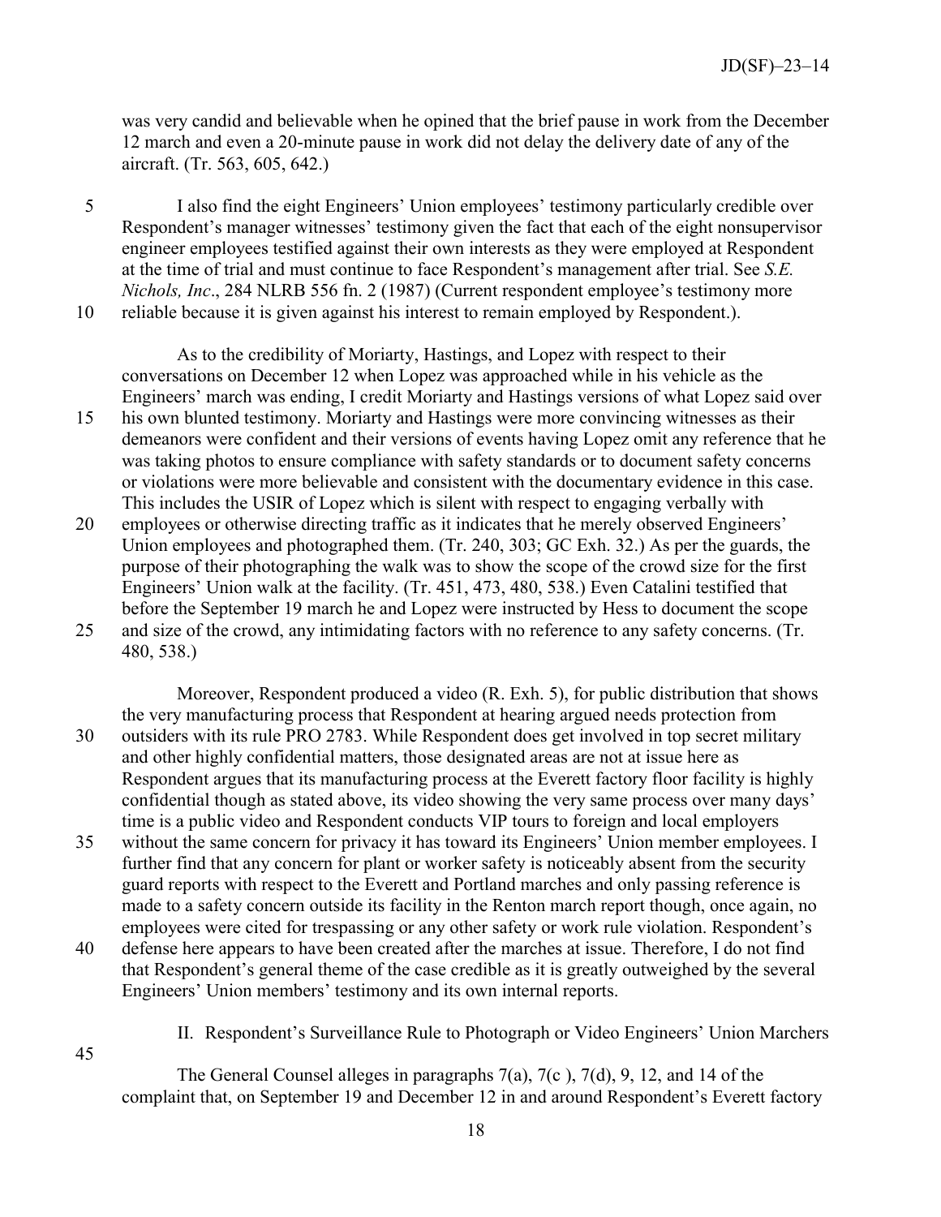was very candid and believable when he opined that the brief pause in work from the December 12 march and even a 20-minute pause in work did not delay the delivery date of any of the aircraft. (Tr. 563, 605, 642.)

I also find the eight Engineers' Union employees' testimony particularly credible over Respondent's manager witnesses' testimony given the fact that each of the eight nonsupervisor engineer employees testified against their own interests as they were employed at Respondent at the time of trial and must continue to face Respondent's management after trial. See *S.E. Nichols, Inc*., 284 NLRB 556 fn. 2 (1987) (Current respondent employee's testimony more reliable because it is given against his interest to remain employed by Respondent.).

As to the credibility of Moriarty, Hastings, and Lopez with respect to their conversations on December 12 when Lopez was approached while in his vehicle as the Engineers' march was ending, I credit Moriarty and Hastings versions of what Lopez said over his own blunted testimony. Moriarty and Hastings were more convincing witnesses as their demeanors were confident and their versions of events having Lopez omit any reference that he was taking photos to ensure compliance with safety standards or to document safety concerns or violations were more believable and consistent with the documentary evidence in this case. This includes the USIR of Lopez which is silent with respect to engaging verbally with employees or otherwise directing traffic as it indicates that he merely observed Engineers' Union employees and photographed them. (Tr. 240, 303; GC Exh. 32.) As per the guards, the purpose of their photographing the walk was to show the scope of the crowd size for the first Engineers' Union walk at the facility. (Tr. 451, 473, 480, 538.) Even Catalini testified that before the September 19 march he and Lopez were instructed by Hess to document the scope and size of the crowd, any intimidating factors with no reference to any safety concerns. (Tr. 480, 538.)

Moreover, Respondent produced a video (R. Exh. 5), for public distribution that shows the very manufacturing process that Respondent at hearing argued needs protection from outsiders with its rule PRO 2783. While Respondent does get involved in top secret military and other highly confidential matters, those designated areas are not at issue here as Respondent argues that its manufacturing process at the Everett factory floor facility is highly confidential though as stated above, its video showing the very same process over many days' time is a public video and Respondent conducts VIP tours to foreign and local employers without the same concern for privacy it has toward its Engineers' Union member employees. I further find that any concern for plant or worker safety is noticeably absent from the security guard reports with respect to the Everett and Portland marches and only passing reference is made to a safety concern outside its facility in the Renton march report though, once again, no employees were cited for trespassing or any other safety or work rule violation. Respondent's defense here appears to have been created after the marches at issue. Therefore, I do not find that Respondent's general theme of the case credible as it is greatly outweighed by the several Engineers' Union members' testimony and its own internal reports.

## II. Respondent's Surveillance Rule to Photograph or Video Engineers' Union Marchers

The General Counsel alleges in paragraphs 7(a), 7(c ), 7(d), 9, 12, and 14 of the complaint that, on September 19 and December 12 in and around Respondent's Everett factory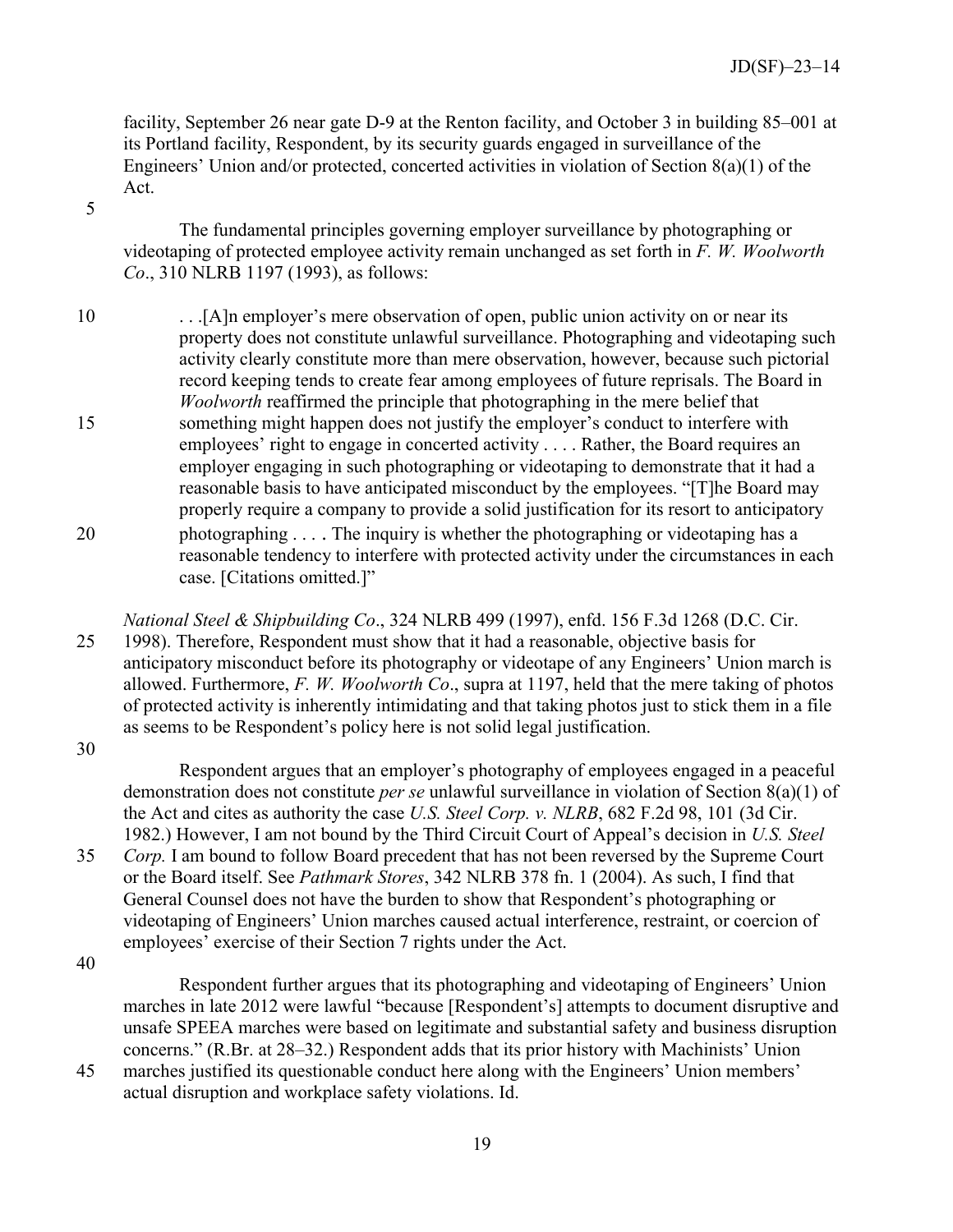facility, September 26 near gate D-9 at the Renton facility, and October 3 in building 85–001 at its Portland facility, Respondent, by its security guards engaged in surveillance of the Engineers' Union and/or protected, concerted activities in violation of Section 8(a)(1) of the Act.

The fundamental principles governing employer surveillance by photographing or videotaping of protected employee activity remain unchanged as set forth in *F. W. Woolworth Co*., 310 NLRB 1197 (1993), as follows:

> . . .[A]n employer's mere observation of open, public union activity on or near its property does not constitute unlawful surveillance. Photographing and videotaping such activity clearly constitute more than mere observation, however, because such pictorial record keeping tends to create fear among employees of future reprisals. The Board in *Woolworth* reaffirmed the principle that photographing in the mere belief that something might happen does not justify the employer's conduct to interfere with employees' right to engage in concerted activity . . . . Rather, the Board requires an employer engaging in such photographing or videotaping to demonstrate that it had a reasonable basis to have anticipated misconduct by the employees. "[T]he Board may properly require a company to provide a solid justification for its resort to anticipatory photographing . . . . The inquiry is whether the photographing or videotaping has a reasonable tendency to interfere with protected activity under the circumstances in each case. [Citations omitted.]"

*National Steel & Shipbuilding Co*., 324 NLRB 499 (1997), enfd. 156 F.3d 1268 (D.C. Cir. 1998). Therefore, Respondent must show that it had a reasonable, objective basis for anticipatory misconduct before its photography or videotape of any Engineers' Union march is allowed. Furthermore, *F. W. Woolworth Co*., supra at 1197, held that the mere taking of photos of protected activity is inherently intimidating and that taking photos just to stick them in a file as seems to be Respondent's policy here is not solid legal justification.

Respondent argues that an employer's photography of employees engaged in a peaceful demonstration does not constitute *per se* unlawful surveillance in violation of Section 8(a)(1) of the Act and cites as authority the case *U.S. Steel Corp. v. NLRB*, 682 F.2d 98, 101 (3d Cir. 1982.) However, I am not bound by the Third Circuit Court of Appeal's decision in *U.S. Steel Corp.* I am bound to follow Board precedent that has not been reversed by the Supreme Court or the Board itself. See *Pathmark Stores*, 342 NLRB 378 fn. 1 (2004). As such, I find that General Counsel does not have the burden to show that Respondent's photographing or videotaping of Engineers' Union marches caused actual interference, restraint, or coercion of employees' exercise of their Section 7 rights under the Act.

Respondent further argues that its photographing and videotaping of Engineers' Union marches in late 2012 were lawful "because [Respondent's] attempts to document disruptive and unsafe SPEEA marches were based on legitimate and substantial safety and business disruption concerns." (R.Br. at 28–32.) Respondent adds that its prior history with Machinists' Union marches justified its questionable conduct here along with the Engineers' Union members' actual disruption and workplace safety violations. Id.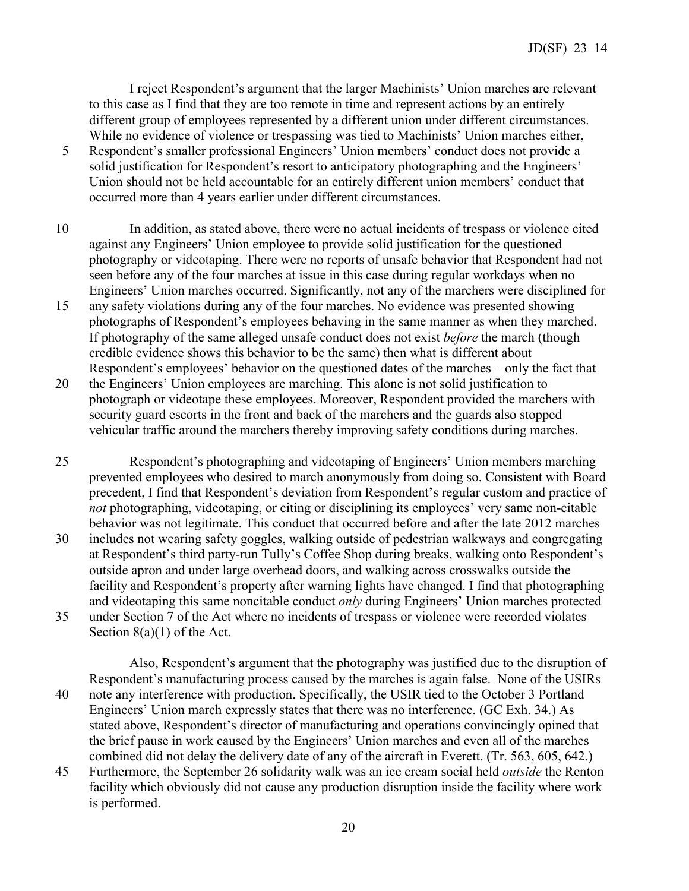I reject Respondent's argument that the larger Machinists' Union marches are relevant to this case as I find that they are too remote in time and represent actions by an entirely different group of employees represented by a different union under different circumstances. While no evidence of violence or trespassing was tied to Machinists' Union marches either, Respondent's smaller professional Engineers' Union members' conduct does not provide a solid justification for Respondent's resort to anticipatory photographing and the Engineers' Union should not be held accountable for an entirely different union members' conduct that occurred more than 4 years earlier under different circumstances.

In addition, as stated above, there were no actual incidents of trespass or violence cited against any Engineers' Union employee to provide solid justification for the questioned photography or videotaping. There were no reports of unsafe behavior that Respondent had not seen before any of the four marches at issue in this case during regular workdays when no Engineers' Union marches occurred. Significantly, not any of the marchers were disciplined for any safety violations during any of the four marches. No evidence was presented showing photographs of Respondent's employees behaving in the same manner as when they marched. If photography of the same alleged unsafe conduct does not exist *before* the march (though credible evidence shows this behavior to be the same) then what is different about Respondent's employees' behavior on the questioned dates of the marches – only the fact that the Engineers' Union employees are marching. This alone is not solid justification to photograph or videotape these employees. Moreover, Respondent provided the marchers with security guard escorts in the front and back of the marchers and the guards also stopped vehicular traffic around the marchers thereby improving safety conditions during marches.

Respondent's photographing and videotaping of Engineers' Union members marching prevented employees who desired to march anonymously from doing so. Consistent with Board precedent, I find that Respondent's deviation from Respondent's regular custom and practice of *not* photographing, videotaping, or citing or disciplining its employees' very same non-citable behavior was not legitimate. This conduct that occurred before and after the late 2012 marches includes not wearing safety goggles, walking outside of pedestrian walkways and congregating at Respondent's third party-run Tully's Coffee Shop during breaks, walking onto Respondent's outside apron and under large overhead doors, and walking across crosswalks outside the facility and Respondent's property after warning lights have changed. I find that photographing and videotaping this same noncitable conduct *only* during Engineers' Union marches protected under Section 7 of the Act where no incidents of trespass or violence were recorded violates Section 8(a)(1) of the Act.

Also, Respondent's argument that the photography was justified due to the disruption of Respondent's manufacturing process caused by the marches is again false. None of the USIRs note any interference with production. Specifically, the USIR tied to the October 3 Portland Engineers' Union march expressly states that there was no interference. (GC Exh. 34.) As stated above, Respondent's director of manufacturing and operations convincingly opined that the brief pause in work caused by the Engineers' Union marches and even all of the marches combined did not delay the delivery date of any of the aircraft in Everett. (Tr. 563, 605, 642.) Furthermore, the September 26 solidarity walk was an ice cream social held *outside* the Renton facility which obviously did not cause any production disruption inside the facility where work is performed.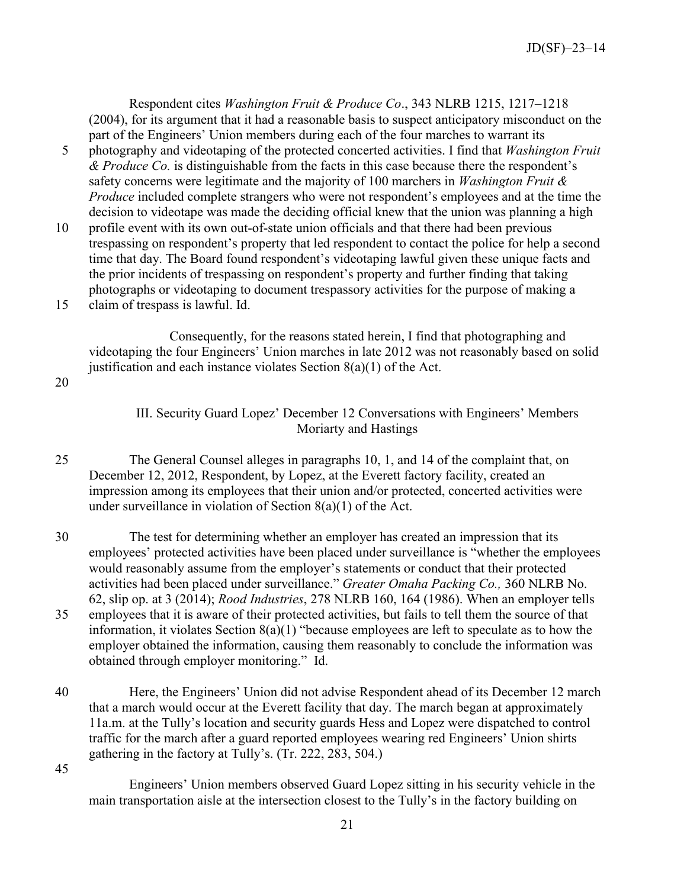Respondent cites *Washington Fruit & Produce Co*., 343 NLRB 1215, 1217–1218 (2004), for its argument that it had a reasonable basis to suspect anticipatory misconduct on the part of the Engineers' Union members during each of the four marches to warrant its photography and videotaping of the protected concerted activities. I find that *Washington Fruit & Produce Co.* is distinguishable from the facts in this case because there the respondent's safety concerns were legitimate and the majority of 100 marchers in *Washington Fruit & Produce* included complete strangers who were not respondent's employees and at the time the decision to videotape was made the deciding official knew that the union was planning a high profile event with its own out-of-state union officials and that there had been previous trespassing on respondent's property that led respondent to contact the police for help a second time that day. The Board found respondent's videotaping lawful given these unique facts and the prior incidents of trespassing on respondent's property and further finding that taking photographs or videotaping to document trespassory activities for the purpose of making a claim of trespass is lawful. Id.

Consequently, for the reasons stated herein, I find that photographing and videotaping the four Engineers' Union marches in late 2012 was not reasonably based on solid justification and each instance violates Section 8(a)(1) of the Act.

### III. Security Guard Lopez' December 12 Conversations with Engineers' Members Moriarty and Hastings

The General Counsel alleges in paragraphs 10, 1, and 14 of the complaint that, on December 12, 2012, Respondent, by Lopez, at the Everett factory facility, created an impression among its employees that their union and/or protected, concerted activities were under surveillance in violation of Section 8(a)(1) of the Act.

The test for determining whether an employer has created an impression that its employees' protected activities have been placed under surveillance is "whether the employees would reasonably assume from the employer's statements or conduct that their protected activities had been placed under surveillance." *Greater Omaha Packing Co.,* 360 NLRB No. 62, slip op. at 3 (2014); *Rood Industries*, 278 NLRB 160, 164 (1986). When an employer tells employees that it is aware of their protected activities, but fails to tell them the source of that information, it violates Section 8(a)(1) "because employees are left to speculate as to how the employer obtained the information, causing them reasonably to conclude the information was obtained through employer monitoring." Id.

Here, the Engineers' Union did not advise Respondent ahead of its December 12 march that a march would occur at the Everett facility that day. The march began at approximately 11a.m. at the Tully's location and security guards Hess and Lopez were dispatched to control traffic for the march after a guard reported employees wearing red Engineers' Union shirts gathering in the factory at Tully's. (Tr. 222, 283, 504.)

Engineers' Union members observed Guard Lopez sitting in his security vehicle in the main transportation aisle at the intersection closest to the Tully's in the factory building on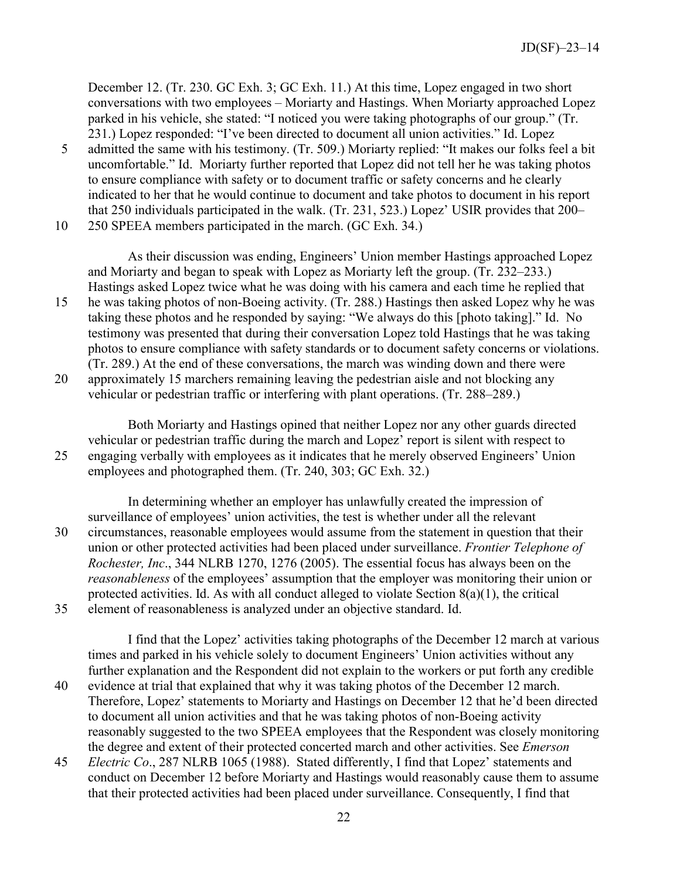December 12. (Tr. 230. GC Exh. 3; GC Exh. 11.) At this time, Lopez engaged in two short conversations with two employees – Moriarty and Hastings. When Moriarty approached Lopez parked in his vehicle, she stated: "I noticed you were taking photographs of our group." (Tr. 231.) Lopez responded: "I've been directed to document all union activities." Id. Lopez admitted the same with his testimony. (Tr. 509.) Moriarty replied: "It makes our folks feel a bit uncomfortable." Id. Moriarty further reported that Lopez did not tell her he was taking photos to ensure compliance with safety or to document traffic or safety concerns and he clearly indicated to her that he would continue to document and take photos to document in his report that 250 individuals participated in the walk. (Tr. 231, 523.) Lopez' USIR provides that 200–250 SPEEA members participated in the march. (GC Exh. 34.)

As their discussion was ending, Engineers' Union member Hastings approached Lopez and Moriarty and began to speak with Lopez as Moriarty left the group. (Tr. 232–233.) Hastings asked Lopez twice what he was doing with his camera and each time he replied that he was taking photos of non-Boeing activity. (Tr. 288.) Hastings then asked Lopez why he was taking these photos and he responded by saying: "We always do this [photo taking]." Id. No testimony was presented that during their conversation Lopez told Hastings that he was taking photos to ensure compliance with safety standards or to document safety concerns or violations. (Tr. 289.) At the end of these conversations, the march was winding down and there were approximately 15 marchers remaining leaving the pedestrian aisle and not blocking any vehicular or pedestrian traffic or interfering with plant operations. (Tr. 288–289.)

Both Moriarty and Hastings opined that neither Lopez nor any other guards directed vehicular or pedestrian traffic during the march and Lopez' report is silent with respect to engaging verbally with employees as it indicates that he merely observed Engineers' Union employees and photographed them. (Tr. 240, 303; GC Exh. 32.)

In determining whether an employer has unlawfully created the impression of surveillance of employees' union activities, the test is whether under all the relevant circumstances, reasonable employees would assume from the statement in question that their union or other protected activities had been placed under surveillance. *Frontier Telephone of Rochester, Inc*., 344 NLRB 1270, 1276 (2005). The essential focus has always been on the *reasonableness* of the employees' assumption that the employer was monitoring their union or protected activities. Id. As with all conduct alleged to violate Section 8(a)(1), the critical element of reasonableness is analyzed under an objective standard. Id.

I find that the Lopez' activities taking photographs of the December 12 march at various times and parked in his vehicle solely to document Engineers' Union activities without any further explanation and the Respondent did not explain to the workers or put forth any credible evidence at trial that explained that why it was taking photos of the December 12 march. Therefore, Lopez' statements to Moriarty and Hastings on December 12 that he'd been directed to document all union activities and that he was taking photos of non-Boeing activity reasonably suggested to the two SPEEA employees that the Respondent was closely monitoring the degree and extent of their protected concerted march and other activities. See *Emerson Electric Co*., 287 NLRB 1065 (1988). Stated differently, I find that Lopez' statements and conduct on December 12 before Moriarty and Hastings would reasonably cause them to assume that their protected activities had been placed under surveillance. Consequently, I find that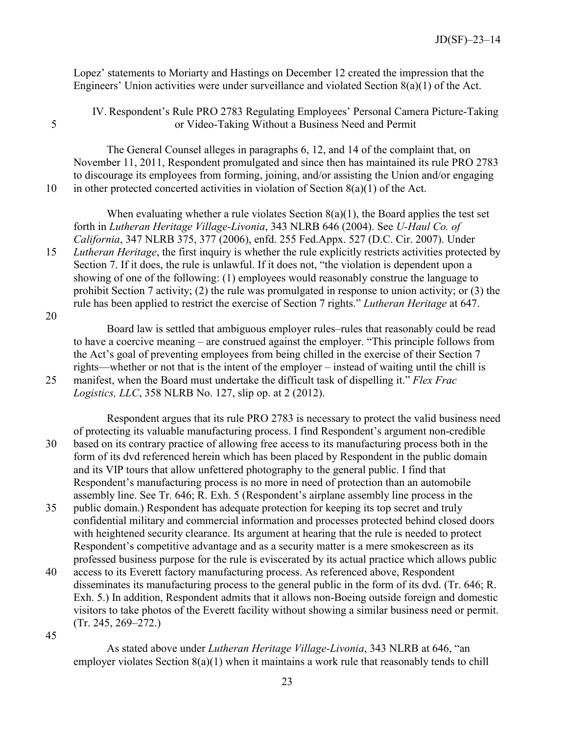Lopez' statements to Moriarty and Hastings on December 12 created the impression that the Engineers' Union activities were under surveillance and violated Section 8(a)(1) of the Act.

## IV. Respondent's Rule PRO 2783 Regulating Employees' Personal Camera Picture-Taking or Video-Taking Without a Business Need and Permit

The General Counsel alleges in paragraphs 6, 12, and 14 of the complaint that, on November 11, 2011, Respondent promulgated and since then has maintained its rule PRO 2783 to discourage its employees from forming, joining, and/or assisting the Union and/or engaging in other protected concerted activities in violation of Section 8(a)(1) of the Act.

When evaluating whether a rule violates Section 8(a)(1), the Board applies the test set forth in *Lutheran Heritage Village-Livonia*, 343 NLRB 646 (2004). See *U-Haul Co. of California*, 347 NLRB 375, 377 (2006), enfd. 255 Fed.Appx. 527 (D.C. Cir. 2007). Under *Lutheran Heritage*, the first inquiry is whether the rule explicitly restricts activities protected by Section 7. If it does, the rule is unlawful. If it does not, "the violation is dependent upon a showing of one of the following: (1) employees would reasonably construe the language to prohibit Section 7 activity; (2) the rule was promulgated in response to union activity; or (3) the rule has been applied to restrict the exercise of Section 7 rights." *Lutheran Heritage* at 647.

Board law is settled that ambiguous employer rules–rules that reasonably could be read to have a coercive meaning – are construed against the employer. "This principle follows from the Act's goal of preventing employees from being chilled in the exercise of their Section 7 rights—whether or not that is the intent of the employer – instead of waiting until the chill is manifest, when the Board must undertake the difficult task of dispelling it." *Flex Frac Logistics, LLC*, 358 NLRB No. 127, slip op. at 2 (2012).

Respondent argues that its rule PRO 2783 is necessary to protect the valid business need of protecting its valuable manufacturing process. I find Respondent's argument non-credible based on its contrary practice of allowing free access to its manufacturing process both in the form of its dvd referenced herein which has been placed by Respondent in the public domain and its VIP tours that allow unfettered photography to the general public. I find that Respondent's manufacturing process is no more in need of protection than an automobile assembly line. See Tr. 646; R. Exh. 5 (Respondent's airplane assembly line process in the public domain.) Respondent has adequate protection for keeping its top secret and truly confidential military and commercial information and processes protected behind closed doors with heightened security clearance. Its argument at hearing that the rule is needed to protect Respondent's competitive advantage and as a security matter is a mere smokescreen as its professed business purpose for the rule is eviscerated by its actual practice which allows public access to its Everett factory manufacturing process. As referenced above, Respondent disseminates its manufacturing process to the general public in the form of its dvd. (Tr. 646; R. Exh. 5.) In addition, Respondent admits that it allows non-Boeing outside foreign and domestic visitors to take photos of the Everett facility without showing a similar business need or permit. (Tr. 245, 269–272.)

As stated above under *Lutheran Heritage Village-Livonia*, 343 NLRB at 646, "an employer violates Section 8(a)(1) when it maintains a work rule that reasonably tends to chill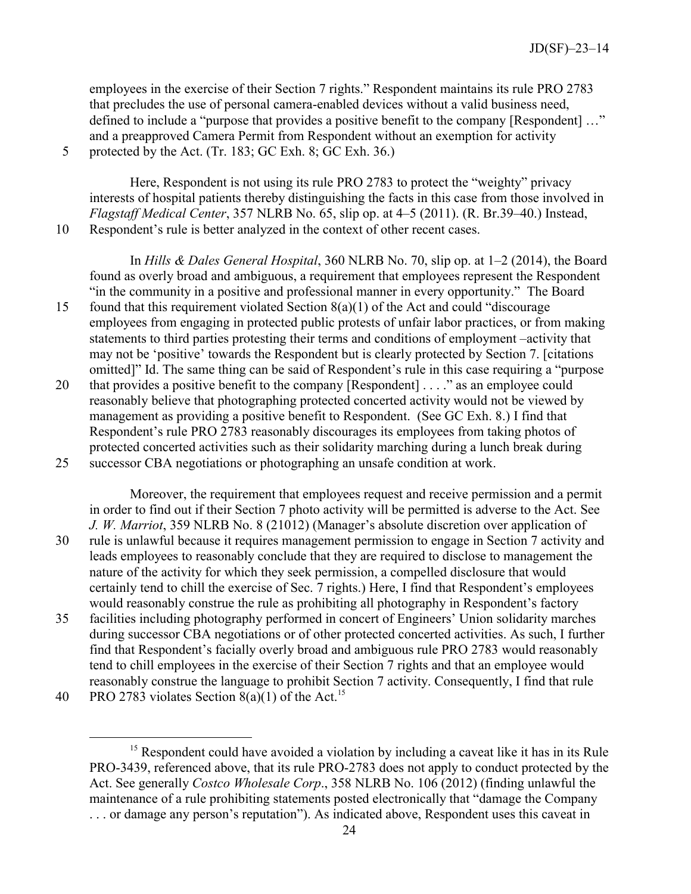employees in the exercise of their Section 7 rights." Respondent maintains its rule PRO 2783 that precludes the use of personal camera-enabled devices without a valid business need, defined to include a "purpose that provides a positive benefit to the company [Respondent] …" and a preapproved Camera Permit from Respondent without an exemption for activity protected by the Act. (Tr. 183; GC Exh. 8; GC Exh. 36.)

Here, Respondent is not using its rule PRO 2783 to protect the "weighty" privacy interests of hospital patients thereby distinguishing the facts in this case from those involved in *Flagstaff Medical Center*, 357 NLRB No. 65, slip op. at 4–5 (2011). (R. Br.39–40.) Instead, Respondent's rule is better analyzed in the context of other recent cases.

In *Hills & Dales General Hospital*, 360 NLRB No. 70, slip op. at 1–2 (2014), the Board found as overly broad and ambiguous, a requirement that employees represent the Respondent "in the community in a positive and professional manner in every opportunity." The Board found that this requirement violated Section 8(a)(1) of the Act and could "discourage employees from engaging in protected public protests of unfair labor practices, or from making statements to third parties protesting their terms and conditions of employment –activity that may not be 'positive' towards the Respondent but is clearly protected by Section 7. [citations omitted]" Id. The same thing can be said of Respondent's rule in this case requiring a "purpose that provides a positive benefit to the company [Respondent] . . . ." as an employee could reasonably believe that photographing protected concerted activity would not be viewed by management as providing a positive benefit to Respondent. (See GC Exh. 8.) I find that Respondent's rule PRO 2783 reasonably discourages its employees from taking photos of protected concerted activities such as their solidarity marching during a lunch break during successor CBA negotiations or photographing an unsafe condition at work.

Moreover, the requirement that employees request and receive permission and a permit in order to find out if their Section 7 photo activity will be permitted is adverse to the Act. See *J. W. Marriot*, 359 NLRB No. 8 (21012) (Manager's absolute discretion over application of rule is unlawful because it requires management permission to engage in Section 7 activity and leads employees to reasonably conclude that they are required to disclose to management the nature of the activity for which they seek permission, a compelled disclosure that would certainly tend to chill the exercise of Sec. 7 rights.) Here, I find that Respondent's employees would reasonably construe the rule as prohibiting all photography in Respondent's factory facilities including photography performed in concert of Engineers' Union solidarity marches during successor CBA negotiations or of other protected concerted activities. As such, I further find that Respondent's facially overly broad and ambiguous rule PRO 2783 would reasonably tend to chill employees in the exercise of their Section 7 rights and that an employee would reasonably construe the language to prohibit Section 7 activity. Consequently, I find that rule PRO 2783 violates Section 8(a)(1) of the Act.[15]

---

[15] Respondent could have avoided a violation by including a caveat like it has in its Rule PRO-3439, referenced above, that its rule PRO-2783 does not apply to conduct protected by the Act. See generally *Costco Wholesale Corp*., 358 NLRB No. 106 (2012) (finding unlawful the maintenance of a rule prohibiting statements posted electronically that "damage the Company . . . or damage any person's reputation"). As indicated above, Respondent uses this caveat in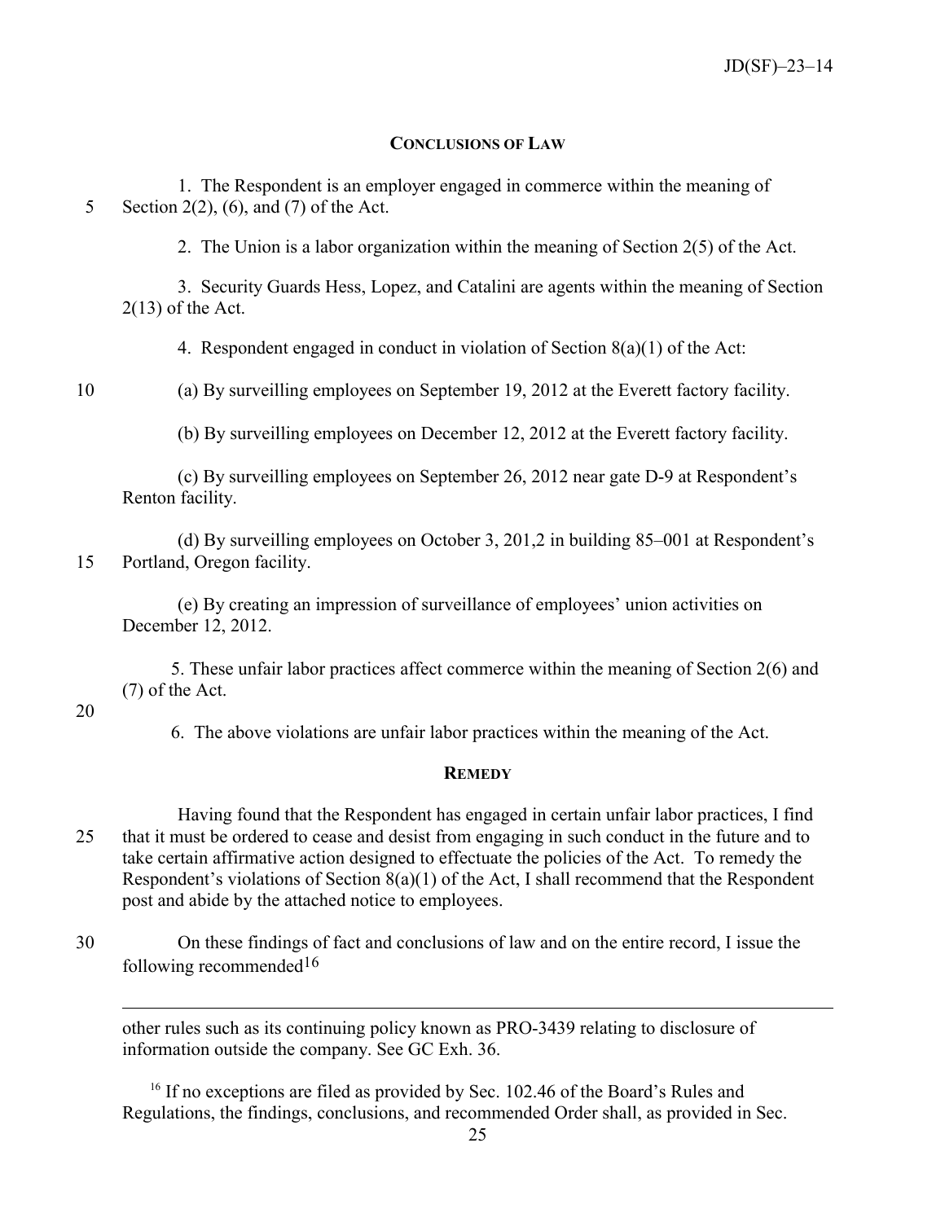## CONCLUSIONS OF LAW

1. The Respondent is an employer engaged in commerce within the meaning of Section 2(2), (6), and (7) of the Act.

2. The Union is a labor organization within the meaning of Section 2(5) of the Act.

3. Security Guards Hess, Lopez, and Catalini are agents within the meaning of Section 2(13) of the Act.

4. Respondent engaged in conduct in violation of Section 8(a)(1) of the Act:

(a) By surveilling employees on September 19, 2012 at the Everett factory facility.

(b) By surveilling employees on December 12, 2012 at the Everett factory facility.

(c) By surveilling employees on September 26, 2012 near gate D-9 at Respondent's Renton facility.

(d) By surveilling employees on October 3, 201,2 in building 85–001 at Respondent's Portland, Oregon facility.

(e) By creating an impression of surveillance of employees' union activities on December 12, 2012.

5. These unfair labor practices affect commerce within the meaning of Section 2(6) and (7) of the Act.

6. The above violations are unfair labor practices within the meaning of the Act.

## REMEDY

Having found that the Respondent has engaged in certain unfair labor practices, I find that it must be ordered to cease and desist from engaging in such conduct in the future and to take certain affirmative action designed to effectuate the policies of the Act. To remedy the Respondent's violations of Section 8(a)(1) of the Act, I shall recommend that the Respondent post and abide by the attached notice to employees.

On these findings of fact and conclusions of law and on the entire record, I issue the following recommended[16]

---

other rules such as its continuing policy known as PRO-3439 relating to disclosure of information outside the company. See GC Exh. 36.

[16] If no exceptions are filed as provided by Sec. 102.46 of the Board's Rules and Regulations, the findings, conclusions, and recommended Order shall, as provided in Sec.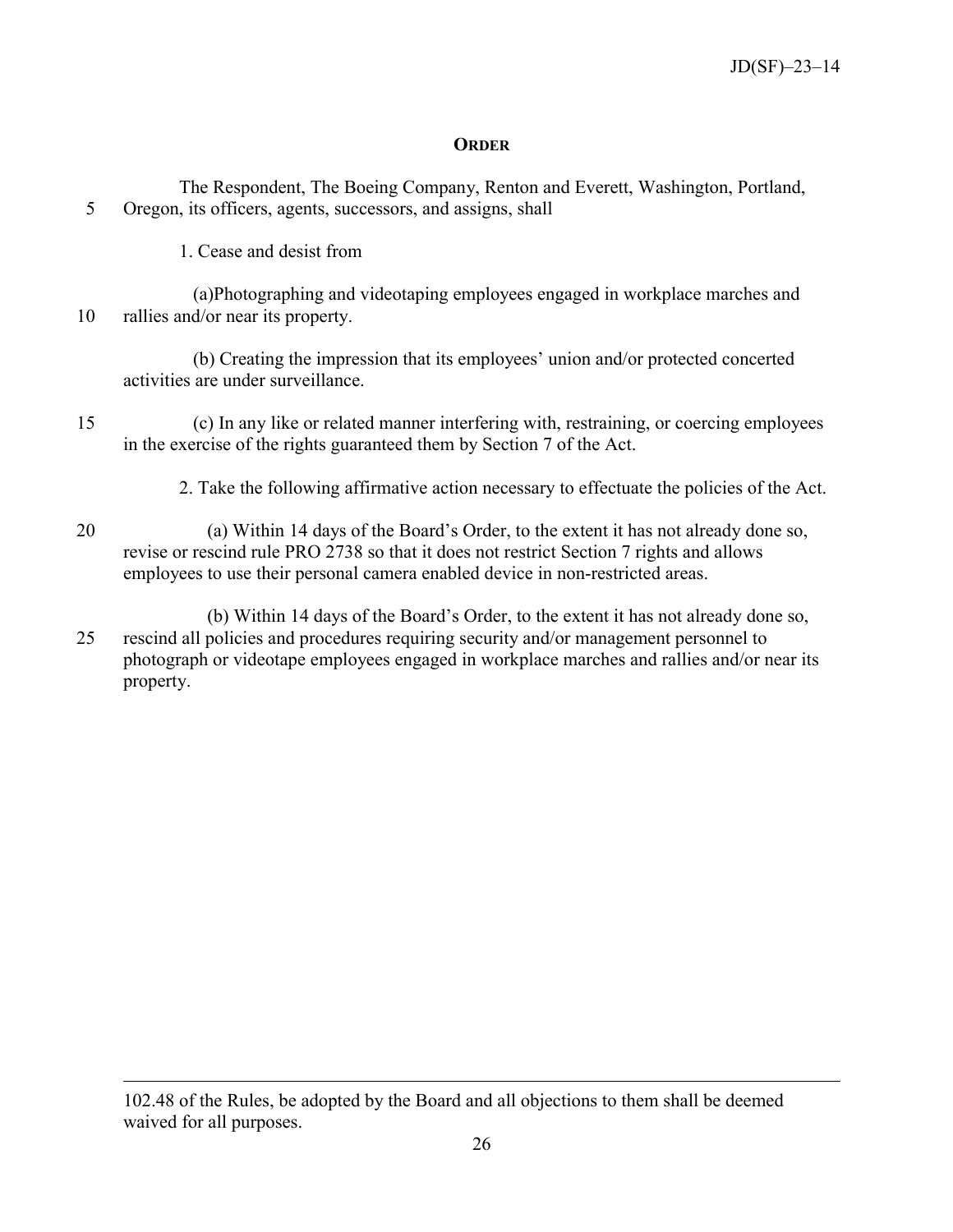## ORDER

The Respondent, The Boeing Company, Renton and Everett, Washington, Portland, Oregon, its officers, agents, successors, and assigns, shall

1. Cease and desist from

(a)Photographing and videotaping employees engaged in workplace marches and rallies and/or near its property.

(b) Creating the impression that its employees' union and/or protected concerted activities are under surveillance.

(c) In any like or related manner interfering with, restraining, or coercing employees in the exercise of the rights guaranteed them by Section 7 of the Act.

2. Take the following affirmative action necessary to effectuate the policies of the Act.

(a) Within 14 days of the Board's Order, to the extent it has not already done so, revise or rescind rule PRO 2738 so that it does not restrict Section 7 rights and allows employees to use their personal camera enabled device in non-restricted areas.

(b) Within 14 days of the Board's Order, to the extent it has not already done so, rescind all policies and procedures requiring security and/or management personnel to photograph or videotape employees engaged in workplace marches and rallies and/or near its property.

---

102.48 of the Rules, be adopted by the Board and all objections to them shall be deemed waived for all purposes.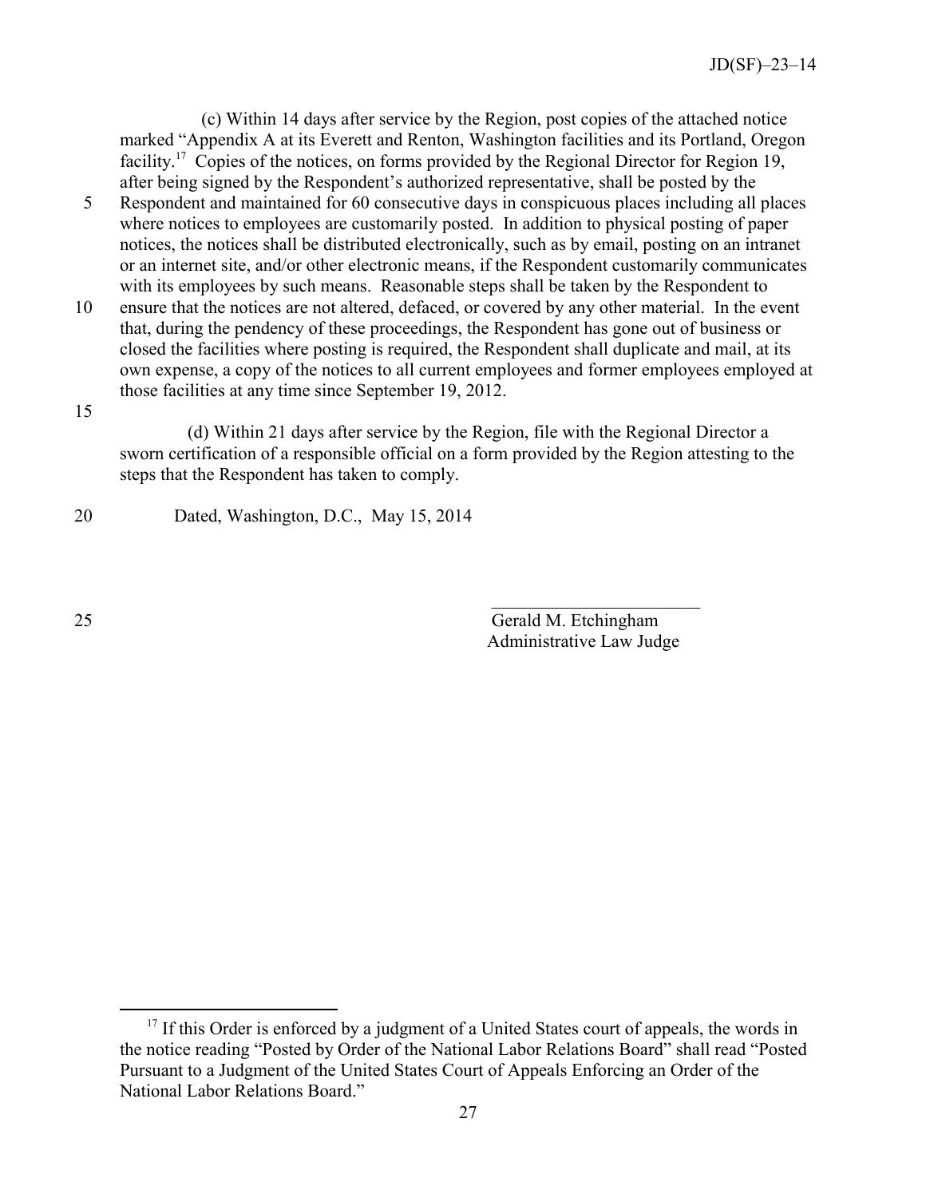(c) Within 14 days after service by the Region, post copies of the attached notice marked "Appendix A at its Everett and Renton, Washington facilities and its Portland, Oregon facility.[17] Copies of the notices, on forms provided by the Regional Director for Region 19, after being signed by the Respondent's authorized representative, shall be posted by the Respondent and maintained for 60 consecutive days in conspicuous places including all places where notices to employees are customarily posted. In addition to physical posting of paper notices, the notices shall be distributed electronically, such as by email, posting on an intranet or an internet site, and/or other electronic means, if the Respondent customarily communicates with its employees by such means. Reasonable steps shall be taken by the Respondent to ensure that the notices are not altered, defaced, or covered by any other material. In the event that, during the pendency of these proceedings, the Respondent has gone out of business or closed the facilities where posting is required, the Respondent shall duplicate and mail, at its own expense, a copy of the notices to all current employees and former employees employed at those facilities at any time since September 19, 2012.

(d) Within 21 days after service by the Region, file with the Regional Director a sworn certification of a responsible official on a form provided by the Region attesting to the steps that the Respondent has taken to comply.

Dated, Washington, D.C., May 15, 2014

Gerald M. Etchingham
Administrative Law Judge

---

[17] If this Order is enforced by a judgment of a United States court of appeals, the words in the notice reading "Posted by Order of the National Labor Relations Board" shall read "Posted Pursuant to a Judgment of the United States Court of Appeals Enforcing an Order of the National Labor Relations Board."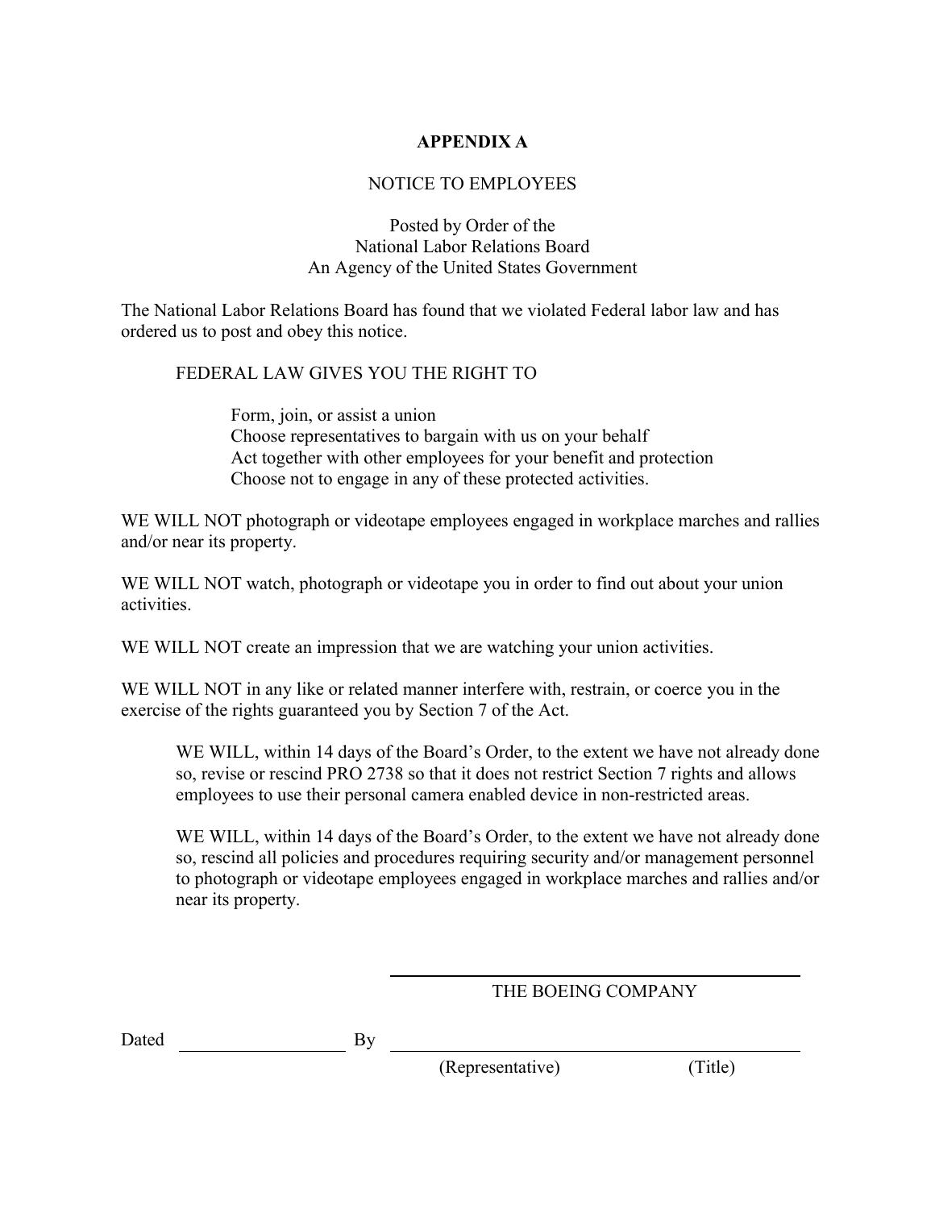**APPENDIX A**

NOTICE TO EMPLOYEES

Posted by Order of the
National Labor Relations Board
An Agency of the United States Government

The National Labor Relations Board has found that we violated Federal labor law and has ordered us to post and obey this notice.

FEDERAL LAW GIVES YOU THE RIGHT TO

> Form, join, or assist a union
> Choose representatives to bargain with us on your behalf
> Act together with other employees for your benefit and protection
> Choose not to engage in any of these protected activities.

WE WILL NOT photograph or videotape employees engaged in workplace marches and rallies and/or near its property.

WE WILL NOT watch, photograph or videotape you in order to find out about your union activities.

WE WILL NOT create an impression that we are watching your union activities.

WE WILL NOT in any like or related manner interfere with, restrain, or coerce you in the exercise of the rights guaranteed you by Section 7 of the Act.

> WE WILL, within 14 days of the Board's Order, to the extent we have not already done so, revise or rescind PRO 2738 so that it does not restrict Section 7 rights and allows employees to use their personal camera enabled device in non-restricted areas.

> WE WILL, within 14 days of the Board's Order, to the extent we have not already done so, rescind all policies and procedures requiring security and/or management personnel to photograph or videotape employees engaged in workplace marches and rallies and/or near its property.

THE BOEING COMPANY

Dated \_\_\_\_\_\_\_\_\_\_\_\_\_\_\_\_ By \_\_\_\_\_\_\_\_\_\_\_\_\_\_\_\_\_\_\_\_\_\_\_\_\_\_\_\_\_\_\_\_\_\_\_\_

(Representative) (Title)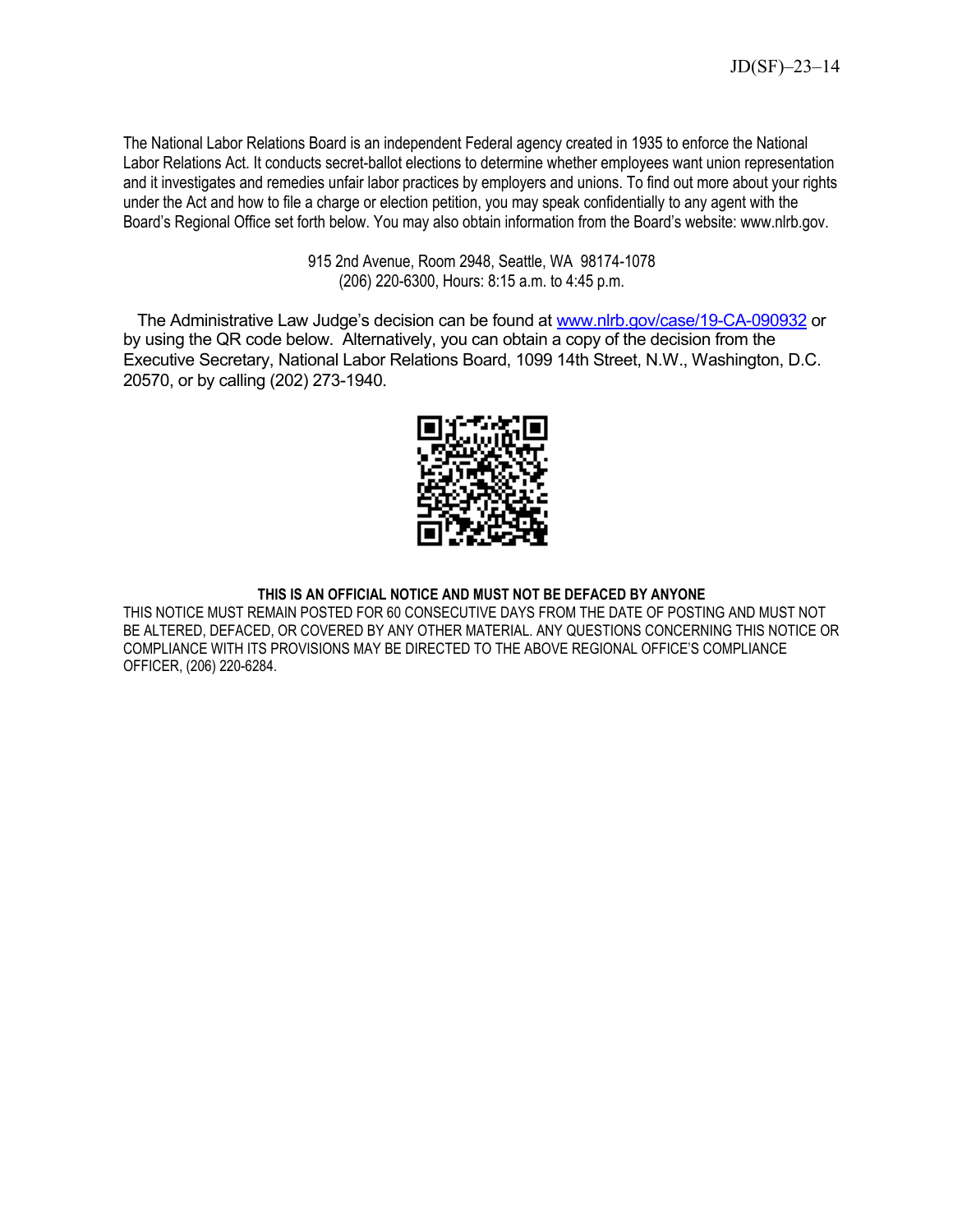The National Labor Relations Board is an independent Federal agency created in 1935 to enforce the National Labor Relations Act. It conducts secret-ballot elections to determine whether employees want union representation and it investigates and remedies unfair labor practices by employers and unions. To find out more about your rights under the Act and how to file a charge or election petition, you may speak confidentially to any agent with the Board's Regional Office set forth below. You may also obtain information from the Board's website: www.nlrb.gov.

915 2nd Avenue, Room 2948, Seattle, WA 98174-1078
(206) 220-6300, Hours: 8:15 a.m. to 4:45 p.m.

The Administrative Law Judge's decision can be found at www.nlrb.gov/case/19-CA-090932 or by using the QR code below. Alternatively, you can obtain a copy of the decision from the Executive Secretary, National Labor Relations Board, 1099 14th Street, N.W., Washington, D.C. 20570, or by calling (202) 273-1940.

**THIS IS AN OFFICIAL NOTICE AND MUST NOT BE DEFACED BY ANYONE**

THIS NOTICE MUST REMAIN POSTED FOR 60 CONSECUTIVE DAYS FROM THE DATE OF POSTING AND MUST NOT BE ALTERED, DEFACED, OR COVERED BY ANY OTHER MATERIAL. ANY QUESTIONS CONCERNING THIS NOTICE OR COMPLIANCE WITH ITS PROVISIONS MAY BE DIRECTED TO THE ABOVE REGIONAL OFFICE'S COMPLIANCE OFFICER, (206) 220-6284.